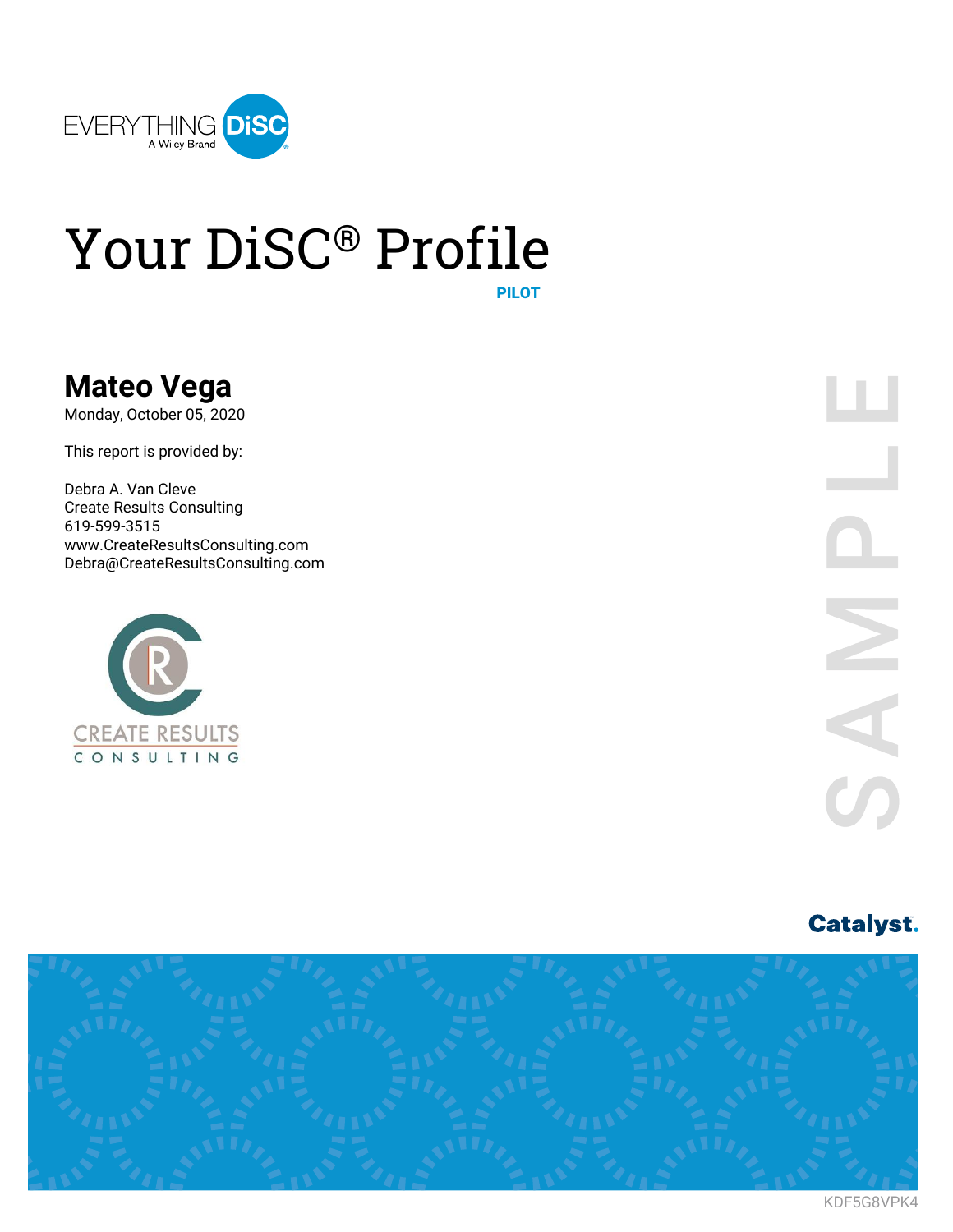EVERYTHING DiSC
A Wiley Brand

# Your DiSC® Profile

PILOT

## Mateo Vega

Monday, October 05, 2020

This report is provided by:

Debra A. Van Cleve
Create Results Consulting
619-599-3515
www.CreateResultsConsulting.com
Debra@CreateResultsConsulting.com

CREATE RESULTS
CONSULTING

SAMPLE

Catalyst.

KDF5G8VPK4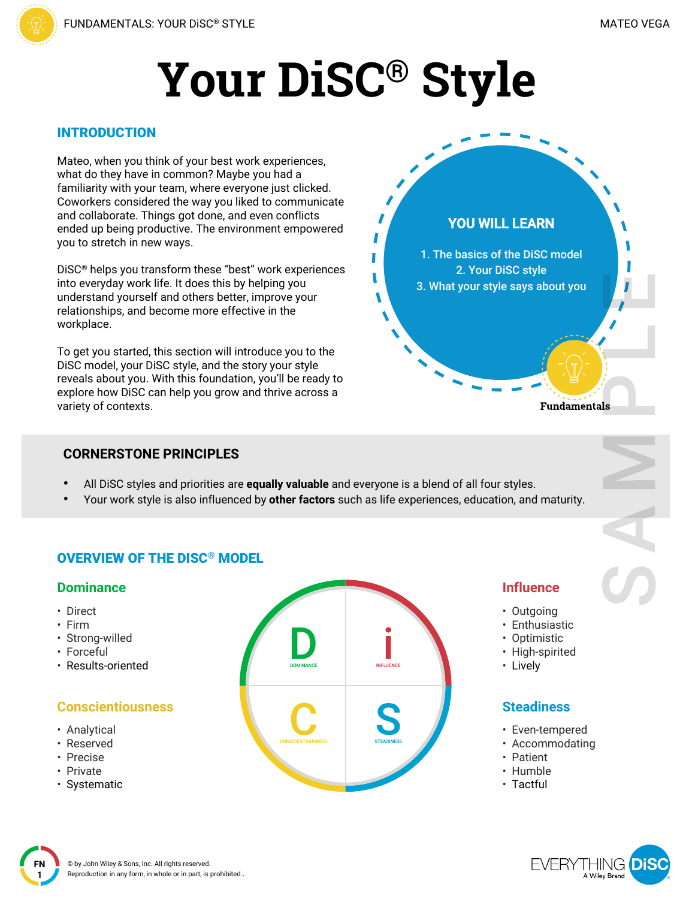# Your DiSC® Style

## INTRODUCTION

Mateo, when you think of your best work experiences, what do they have in common? Maybe you had a familiarity with your team, where everyone just clicked. Coworkers considered the way you liked to communicate and collaborate. Things got done, and even conflicts ended up being productive. The environment empowered you to stretch in new ways.

DiSC® helps you transform these "best" work experiences into everyday work life. It does this by helping you understand yourself and others better, improve your relationships, and become more effective in the workplace.

To get you started, this section will introduce you to the DiSC model, your DiSC style, and the story your style reveals about you. With this foundation, you'll be ready to explore how DiSC can help you grow and thrive across a variety of contexts.

### YOU WILL LEARN

1. The basics of the DiSC model
2. Your DiSC style
3. What your style says about you

Fundamentals

## CORNERSTONE PRINCIPLES

- All DiSC styles and priorities are **equally valuable** and everyone is a blend of all four styles.
- Your work style is also influenced by **other factors** such as life experiences, education, and maturity.

## OVERVIEW OF THE DISC® MODEL

### Dominance

- Direct
- Firm
- Strong-willed
- Forceful
- Results-oriented

### Influence

- Outgoing
- Enthusiastic
- Optimistic
- High-spirited
- Lively

### Conscientiousness

- Analytical
- Reserved
- Precise
- Private
- Systematic

### Steadiness

- Even-tempered
- Accommodating
- Patient
- Humble
- Tactful

© by John Wiley & Sons, Inc. All rights reserved.
Reproduction in any form, in whole or in part, is prohibited..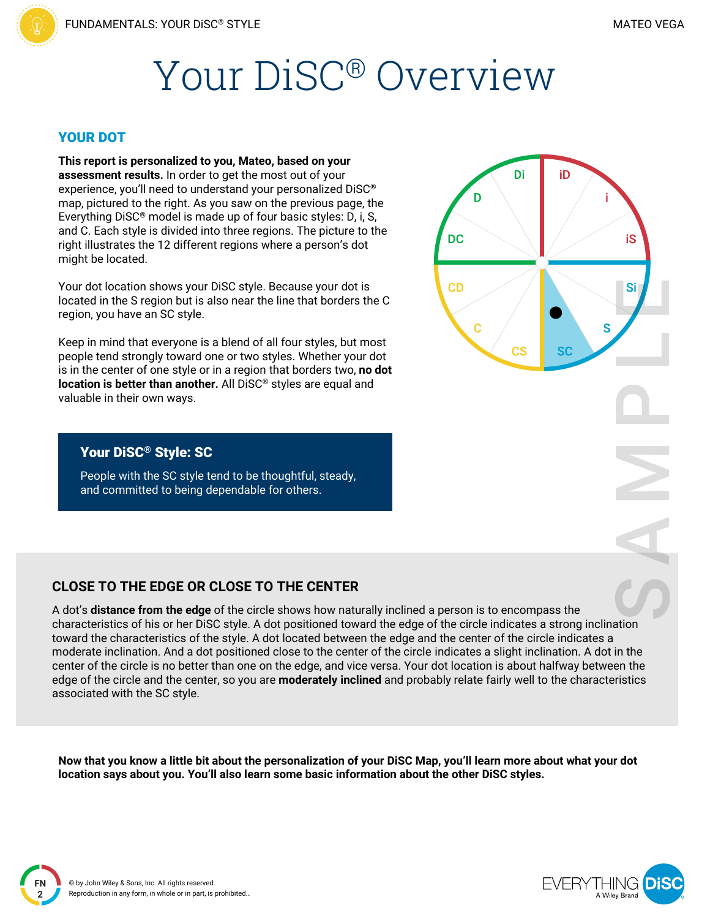# Your DiSC® Overview

## YOUR DOT

**This report is personalized to you, Mateo, based on your assessment results.** In order to get the most out of your experience, you'll need to understand your personalized DiSC® map, pictured to the right. As you saw on the previous page, the Everything DiSC® model is made up of four basic styles: D, i, S, and C. Each style is divided into three regions. The picture to the right illustrates the 12 different regions where a person's dot might be located.

Your dot location shows your DiSC style. Because your dot is located in the S region but is also near the line that borders the C region, you have an SC style.

Keep in mind that everyone is a blend of all four styles, but most people tend strongly toward one or two styles. Whether your dot is in the center of one style or in a region that borders two, **no dot location is better than another.** All DiSC® styles are equal and valuable in their own ways.

### Your DiSC® Style: SC

People with the SC style tend to be thoughtful, steady, and committed to being dependable for others.

## CLOSE TO THE EDGE OR CLOSE TO THE CENTER

A dot's **distance from the edge** of the circle shows how naturally inclined a person is to encompass the characteristics of his or her DiSC style. A dot positioned toward the edge of the circle indicates a strong inclination toward the characteristics of the style. A dot located between the edge and the center of the circle indicates a moderate inclination. And a dot positioned close to the center of the circle indicates a slight inclination. A dot in the center of the circle is no better than one on the edge, and vice versa. Your dot location is about halfway between the edge of the circle and the center, so you are **moderately inclined** and probably relate fairly well to the characteristics associated with the SC style.

**Now that you know a little bit about the personalization of your DiSC Map, you'll learn more about what your dot location says about you. You'll also learn some basic information about the other DiSC styles.**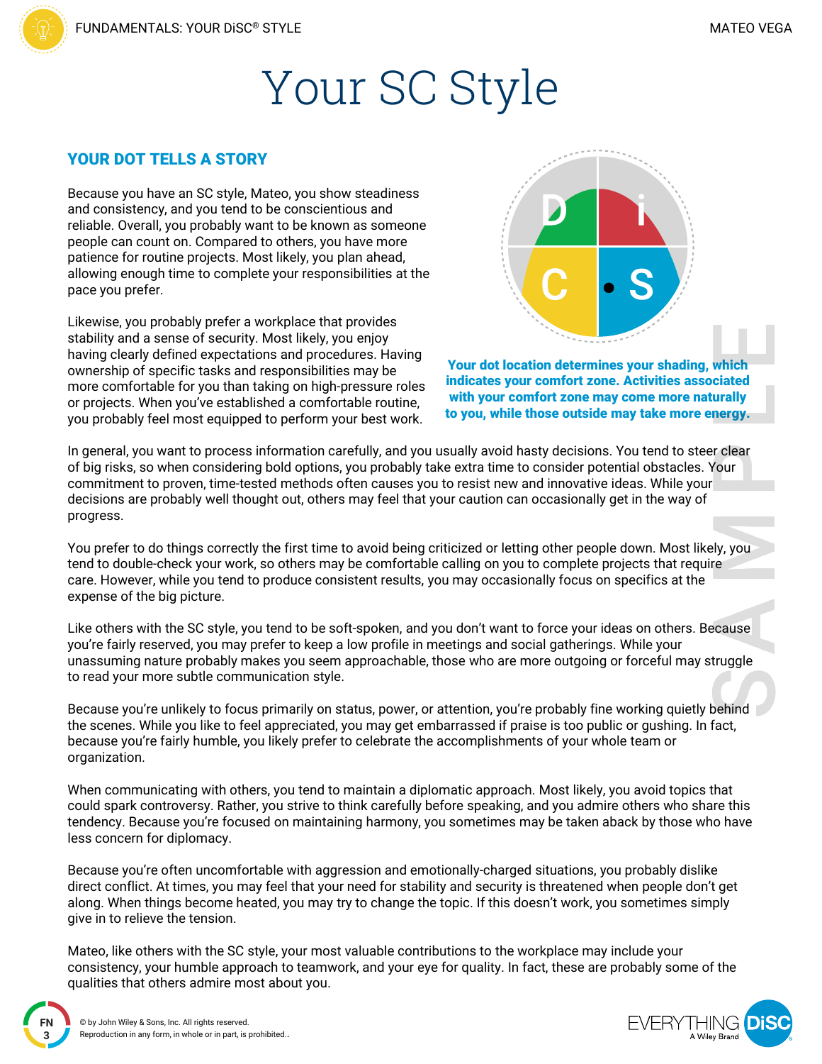# Your SC Style

## YOUR DOT TELLS A STORY

Because you have an SC style, Mateo, you show steadiness and consistency, and you tend to be conscientious and reliable. Overall, you probably want to be known as someone people can count on. Compared to others, you have more patience for routine projects. Most likely, you plan ahead, allowing enough time to complete your responsibilities at the pace you prefer.

Likewise, you probably prefer a workplace that provides stability and a sense of security. Most likely, you enjoy having clearly defined expectations and procedures. Having ownership of specific tasks and responsibilities may be more comfortable for you than taking on high-pressure roles or projects. When you've established a comfortable routine, you probably feel most equipped to perform your best work.

**Your dot location determines your shading, which indicates your comfort zone. Activities associated with your comfort zone may come more naturally to you, while those outside may take more energy.**

In general, you want to process information carefully, and you usually avoid hasty decisions. You tend to steer clear of big risks, so when considering bold options, you probably take extra time to consider potential obstacles. Your commitment to proven, time-tested methods often causes you to resist new and innovative ideas. While your decisions are probably well thought out, others may feel that your caution can occasionally get in the way of progress.

You prefer to do things correctly the first time to avoid being criticized or letting other people down. Most likely, you tend to double-check your work, so others may be comfortable calling on you to complete projects that require care. However, while you tend to produce consistent results, you may occasionally focus on specifics at the expense of the big picture.

Like others with the SC style, you tend to be soft-spoken, and you don't want to force your ideas on others. Because you're fairly reserved, you may prefer to keep a low profile in meetings and social gatherings. While your unassuming nature probably makes you seem approachable, those who are more outgoing or forceful may struggle to read your more subtle communication style.

Because you're unlikely to focus primarily on status, power, or attention, you're probably fine working quietly behind the scenes. While you like to feel appreciated, you may get embarrassed if praise is too public or gushing. In fact, because you're fairly humble, you likely prefer to celebrate the accomplishments of your whole team or organization.

When communicating with others, you tend to maintain a diplomatic approach. Most likely, you avoid topics that could spark controversy. Rather, you strive to think carefully before speaking, and you admire others who share this tendency. Because you're focused on maintaining harmony, you sometimes may be taken aback by those who have less concern for diplomacy.

Because you're often uncomfortable with aggression and emotionally-charged situations, you probably dislike direct conflict. At times, you may feel that your need for stability and security is threatened when people don't get along. When things become heated, you may try to change the topic. If this doesn't work, you sometimes simply give in to relieve the tension.

Mateo, like others with the SC style, your most valuable contributions to the workplace may include your consistency, your humble approach to teamwork, and your eye for quality. In fact, these are probably some of the qualities that others admire most about you.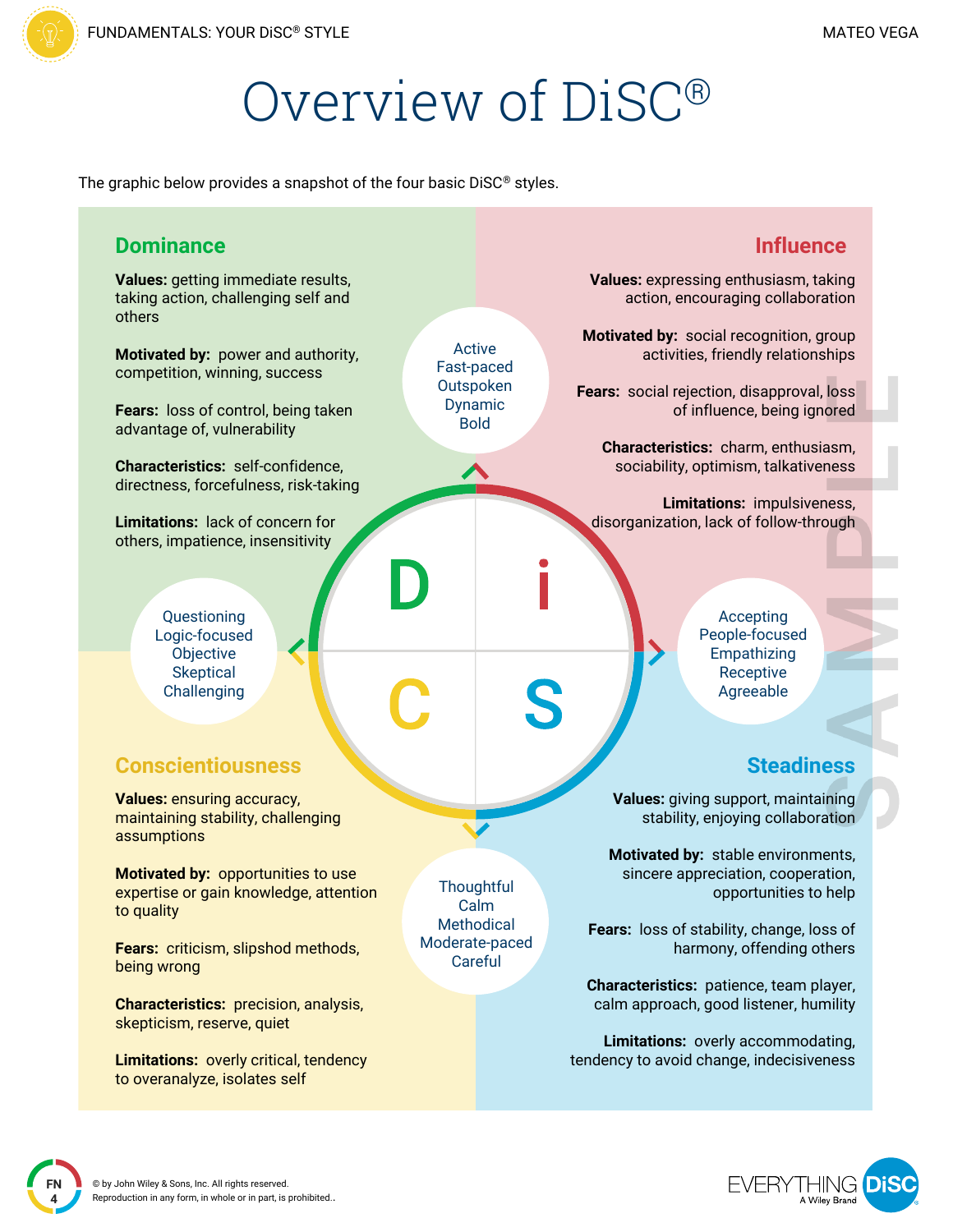# Overview of DiSC®

The graphic below provides a snapshot of the four basic DiSC® styles.

## Dominance

**Values:** getting immediate results, taking action, challenging self and others

**Motivated by:** power and authority, competition, winning, success

**Fears:** loss of control, being taken advantage of, vulnerability

**Characteristics:** self-confidence, directness, forcefulness, risk-taking

**Limitations:** lack of concern for others, impatience, insensitivity

## Influence

**Values:** expressing enthusiasm, taking action, encouraging collaboration

**Motivated by:** social recognition, group activities, friendly relationships

**Fears:** social rejection, disapproval, loss of influence, being ignored

**Characteristics:** charm, enthusiasm, sociability, optimism, talkativeness

**Limitations:** impulsiveness, disorganization, lack of follow-through

Active
Fast-paced
Outspoken
Dynamic
Bold

Accepting
People-focused
Empathizing
Receptive
Agreeable

Questioning
Logic-focused
Objective
Skeptical
Challenging

Thoughtful
Calm
Methodical
Moderate-paced
Careful

D i C S

## Conscientiousness

**Values:** ensuring accuracy, maintaining stability, challenging assumptions

**Motivated by:** opportunities to use expertise or gain knowledge, attention to quality

**Fears:** criticism, slipshod methods, being wrong

**Characteristics:** precision, analysis, skepticism, reserve, quiet

**Limitations:** overly critical, tendency to overanalyze, isolates self

## Steadiness

**Values:** giving support, maintaining stability, enjoying collaboration

**Motivated by:** stable environments, sincere appreciation, cooperation, opportunities to help

**Fears:** loss of stability, change, loss of harmony, offending others

**Characteristics:** patience, team player, calm approach, good listener, humility

**Limitations:** overly accommodating, tendency to avoid change, indecisiveness

SAMPLE

© by John Wiley & Sons, Inc. All rights reserved.
Reproduction in any form, in whole or in part, is prohibited..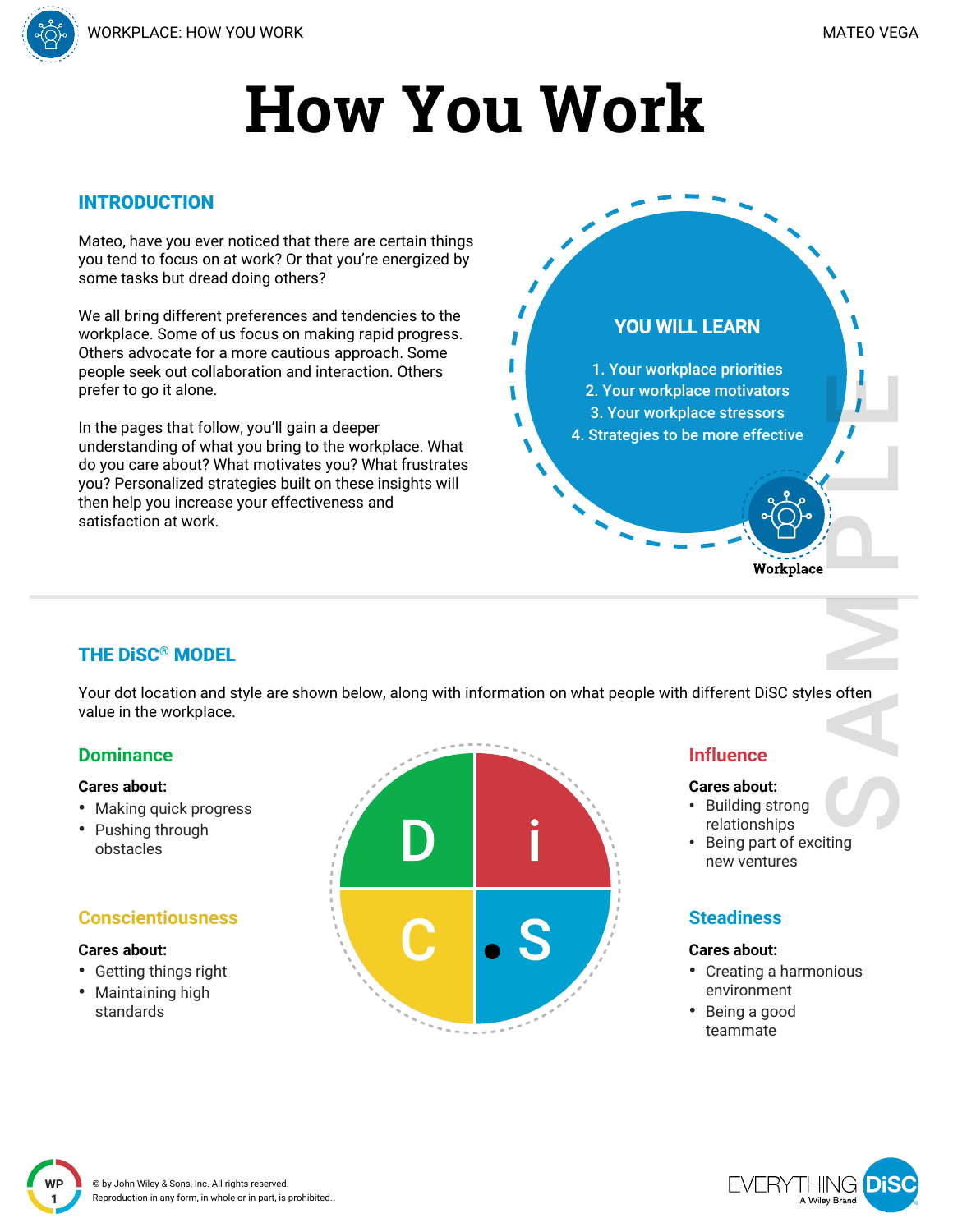# How You Work

## INTRODUCTION

Mateo, have you ever noticed that there are certain things you tend to focus on at work? Or that you're energized by some tasks but dread doing others?

We all bring different preferences and tendencies to the workplace. Some of us focus on making rapid progress. Others advocate for a more cautious approach. Some people seek out collaboration and interaction. Others prefer to go it alone.

In the pages that follow, you'll gain a deeper understanding of what you bring to the workplace. What do you care about? What motivates you? What frustrates you? Personalized strategies built on these insights will then help you increase your effectiveness and satisfaction at work.

### YOU WILL LEARN

1. Your workplace priorities
2. Your workplace motivators
3. Your workplace stressors
4. Strategies to be more effective

Workplace

## THE DiSC® MODEL

Your dot location and style are shown below, along with information on what people with different DiSC styles often value in the workplace.

### Dominance

**Cares about:**

- Making quick progress
- Pushing through obstacles

### Influence

**Cares about:**

- Building strong relationships
- Being part of exciting new ventures

### Conscientiousness

**Cares about:**

- Getting things right
- Maintaining high standards

### Steadiness

**Cares about:**

- Creating a harmonious environment
- Being a good teammate

D i C S

© by John Wiley & Sons, Inc. All rights reserved.
Reproduction in any form, in whole or in part, is prohibited..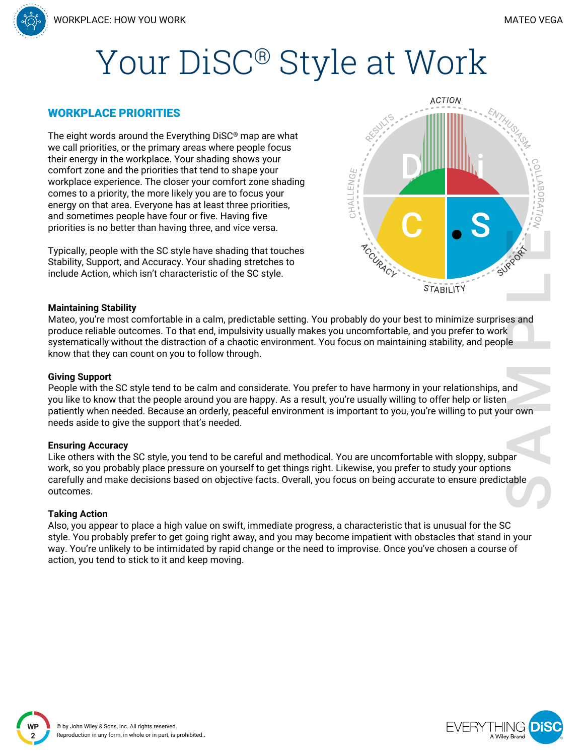# Your DiSC® Style at Work

## WORKPLACE PRIORITIES

The eight words around the Everything DiSC® map are what we call priorities, or the primary areas where people focus their energy in the workplace. Your shading shows your comfort zone and the priorities that tend to shape your workplace experience. The closer your comfort zone shading comes to a priority, the more likely you are to focus your energy on that area. Everyone has at least three priorities, and sometimes people have four or five. Having five priorities is no better than having three, and vice versa.

Typically, people with the SC style have shading that touches Stability, Support, and Accuracy. Your shading stretches to include Action, which isn't characteristic of the SC style.

**Maintaining Stability**
Mateo, you're most comfortable in a calm, predictable setting. You probably do your best to minimize surprises and produce reliable outcomes. To that end, impulsivity usually makes you uncomfortable, and you prefer to work systematically without the distraction of a chaotic environment. You focus on maintaining stability, and people know that they can count on you to follow through.

**Giving Support**
People with the SC style tend to be calm and considerate. You prefer to have harmony in your relationships, and you like to know that the people around you are happy. As a result, you're usually willing to offer help or listen patiently when needed. Because an orderly, peaceful environment is important to you, you're willing to put your own needs aside to give the support that's needed.

**Ensuring Accuracy**
Like others with the SC style, you tend to be careful and methodical. You are uncomfortable with sloppy, subpar work, so you probably place pressure on yourself to get things right. Likewise, you prefer to study your options carefully and make decisions based on objective facts. Overall, you focus on being accurate to ensure predictable outcomes.

**Taking Action**
Also, you appear to place a high value on swift, immediate progress, a characteristic that is unusual for the SC style. You probably prefer to get going right away, and you may become impatient with obstacles that stand in your way. You're unlikely to be intimidated by rapid change or the need to improvise. Once you've chosen a course of action, you tend to stick to it and keep moving.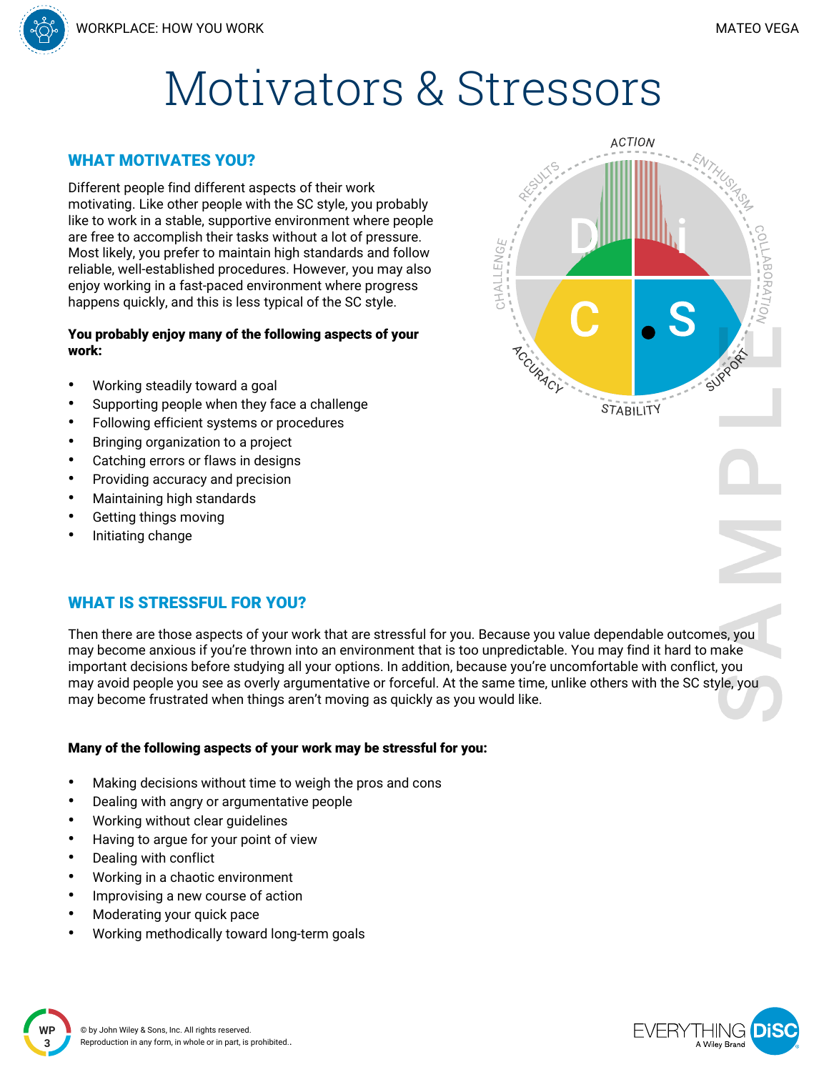# Motivators & Stressors

## WHAT MOTIVATES YOU?

Different people find different aspects of their work motivating. Like other people with the SC style, you probably like to work in a stable, supportive environment where people are free to accomplish their tasks without a lot of pressure. Most likely, you prefer to maintain high standards and follow reliable, well-established procedures. However, you may also enjoy working in a fast-paced environment where progress happens quickly, and this is less typical of the SC style.

**You probably enjoy many of the following aspects of your work:**

- Working steadily toward a goal
- Supporting people when they face a challenge
- Following efficient systems or procedures
- Bringing organization to a project
- Catching errors or flaws in designs
- Providing accuracy and precision
- Maintaining high standards
- Getting things moving
- Initiating change

## WHAT IS STRESSFUL FOR YOU?

Then there are those aspects of your work that are stressful for you. Because you value dependable outcomes, you may become anxious if you're thrown into an environment that is too unpredictable. You may find it hard to make important decisions before studying all your options. In addition, because you're uncomfortable with conflict, you may avoid people you see as overly argumentative or forceful. At the same time, unlike others with the SC style, you may become frustrated when things aren't moving as quickly as you would like.

**Many of the following aspects of your work may be stressful for you:**

- Making decisions without time to weigh the pros and cons
- Dealing with angry or argumentative people
- Working without clear guidelines
- Having to argue for your point of view
- Dealing with conflict
- Working in a chaotic environment
- Improvising a new course of action
- Moderating your quick pace
- Working methodically toward long-term goals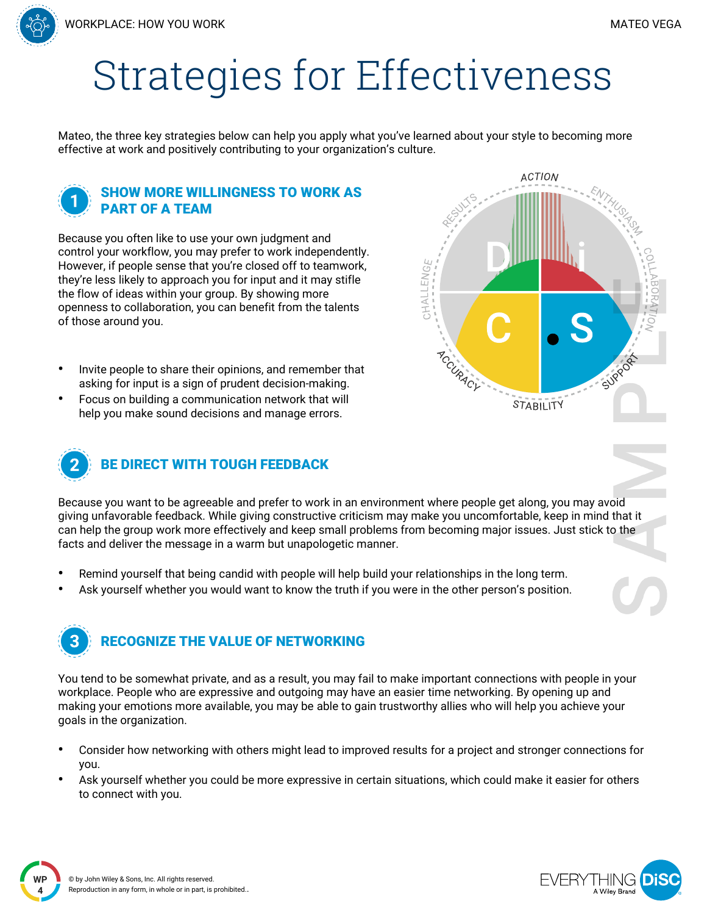# Strategies for Effectiveness

Mateo, the three key strategies below can help you apply what you've learned about your style to becoming more effective at work and positively contributing to your organization's culture.

## 1 SHOW MORE WILLINGNESS TO WORK AS PART OF A TEAM

Because you often like to use your own judgment and control your workflow, you may prefer to work independently. However, if people sense that you're closed off to teamwork, they're less likely to approach you for input and it may stifle the flow of ideas within your group. By showing more openness to collaboration, you can benefit from the talents of those around you.

- Invite people to share their opinions, and remember that asking for input is a sign of prudent decision-making.
- Focus on building a communication network that will help you make sound decisions and manage errors.

## 2 BE DIRECT WITH TOUGH FEEDBACK

Because you want to be agreeable and prefer to work in an environment where people get along, you may avoid giving unfavorable feedback. While giving constructive criticism may make you uncomfortable, keep in mind that it can help the group work more effectively and keep small problems from becoming major issues. Just stick to the facts and deliver the message in a warm but unapologetic manner.

- Remind yourself that being candid with people will help build your relationships in the long term.
- Ask yourself whether you would want to know the truth if you were in the other person's position.

## 3 RECOGNIZE THE VALUE OF NETWORKING

You tend to be somewhat private, and as a result, you may fail to make important connections with people in your workplace. People who are expressive and outgoing may have an easier time networking. By opening up and making your emotions more available, you may be able to gain trustworthy allies who will help you achieve your goals in the organization.

- Consider how networking with others might lead to improved results for a project and stronger connections for you.
- Ask yourself whether you could be more expressive in certain situations, which could make it easier for others to connect with you.

© by John Wiley & Sons, Inc. All rights reserved.
Reproduction in any form, in whole or in part, is prohibited..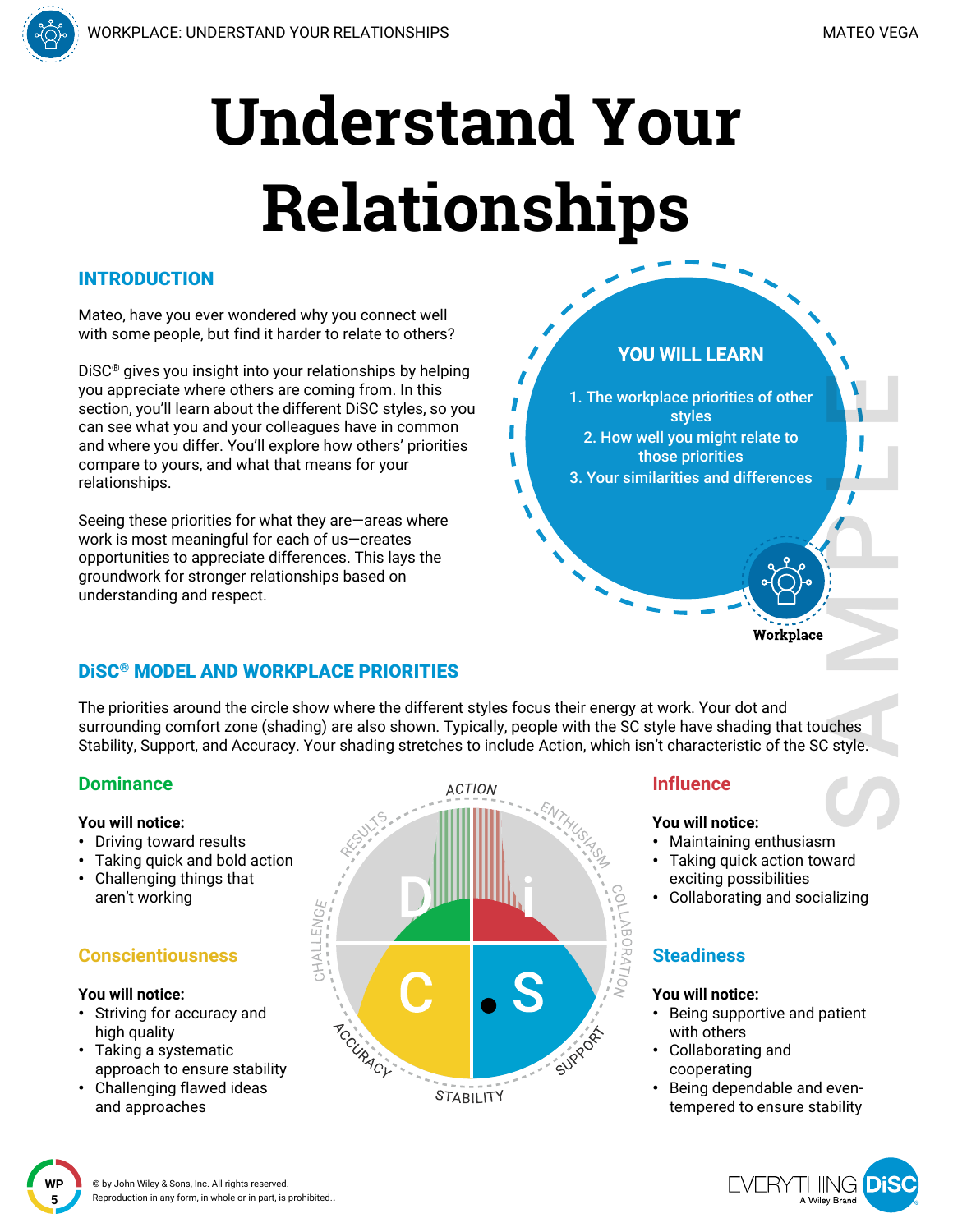# Understand Your Relationships

## INTRODUCTION

Mateo, have you ever wondered why you connect well with some people, but find it harder to relate to others?

DiSC® gives you insight into your relationships by helping you appreciate where others are coming from. In this section, you'll learn about the different DiSC styles, so you can see what you and your colleagues have in common and where you differ. You'll explore how others' priorities compare to yours, and what that means for your relationships.

Seeing these priorities for what they are—areas where work is most meaningful for each of us—creates opportunities to appreciate differences. This lays the groundwork for stronger relationships based on understanding and respect.

### YOU WILL LEARN

1. The workplace priorities of other styles
2. How well you might relate to those priorities
3. Your similarities and differences

Workplace

## DiSC® MODEL AND WORKPLACE PRIORITIES

The priorities around the circle show where the different styles focus their energy at work. Your dot and surrounding comfort zone (shading) are also shown. Typically, people with the SC style have shading that touches Stability, Support, and Accuracy. Your shading stretches to include Action, which isn't characteristic of the SC style.

### Dominance

**You will notice:**

- Driving toward results
- Taking quick and bold action
- Challenging things that aren't working

### Influence

**You will notice:**

- Maintaining enthusiasm
- Taking quick action toward exciting possibilities
- Collaborating and socializing

### Conscientiousness

**You will notice:**

- Striving for accuracy and high quality
- Taking a systematic approach to ensure stability
- Challenging flawed ideas and approaches

### Steadiness

**You will notice:**

- Being supportive and patient with others
- Collaborating and cooperating
- Being dependable and even-tempered to ensure stability

© by John Wiley & Sons, Inc. All rights reserved.
Reproduction in any form, in whole or in part, is prohibited..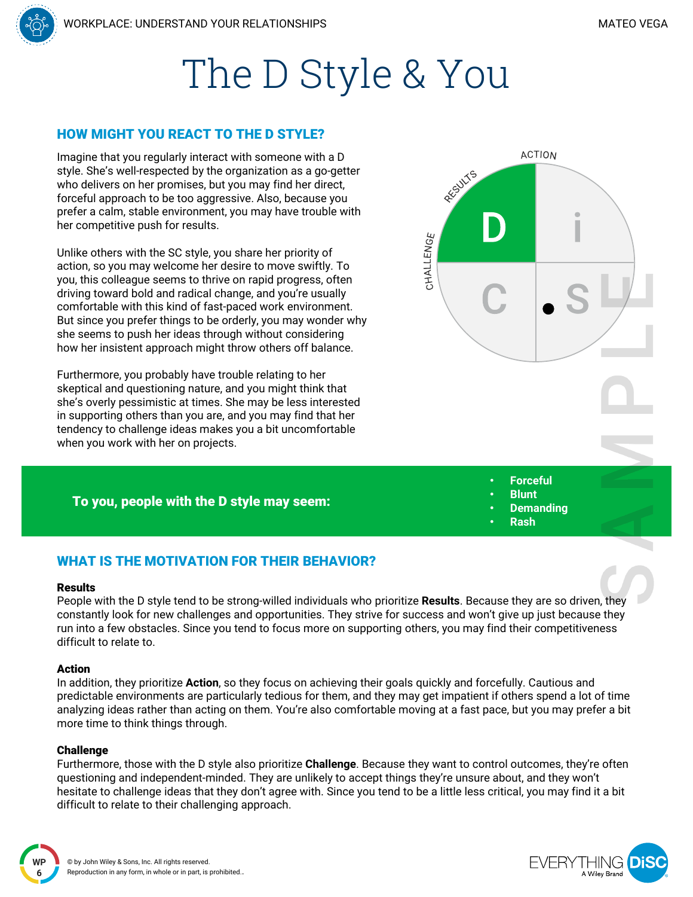# The D Style & You

## HOW MIGHT YOU REACT TO THE D STYLE?

Imagine that you regularly interact with someone with a D style. She's well-respected by the organization as a go-getter who delivers on her promises, but you may find her direct, forceful approach to be too aggressive. Also, because you prefer a calm, stable environment, you may have trouble with her competitive push for results.

Unlike others with the SC style, you share her priority of action, so you may welcome her desire to move swiftly. To you, this colleague seems to thrive on rapid progress, often driving toward bold and radical change, and you're usually comfortable with this kind of fast-paced work environment. But since you prefer things to be orderly, you may wonder why she seems to push her ideas through without considering how her insistent approach might throw others off balance.

Furthermore, you probably have trouble relating to her skeptical and questioning nature, and you might think that she's overly pessimistic at times. She may be less interested in supporting others than you are, and you may find that her tendency to challenge ideas makes you a bit uncomfortable when you work with her on projects.

**To you, people with the D style may seem:**

- **Forceful**
- **Blunt**
- **Demanding**
- **Rash**

## WHAT IS THE MOTIVATION FOR THEIR BEHAVIOR?

### Results

People with the D style tend to be strong-willed individuals who prioritize **Results**. Because they are so driven, they constantly look for new challenges and opportunities. They strive for success and won't give up just because they run into a few obstacles. Since you tend to focus more on supporting others, you may find their competitiveness difficult to relate to.

### Action

In addition, they prioritize **Action**, so they focus on achieving their goals quickly and forcefully. Cautious and predictable environments are particularly tedious for them, and they may get impatient if others spend a lot of time analyzing ideas rather than acting on them. You're also comfortable moving at a fast pace, but you may prefer a bit more time to think things through.

### Challenge

Furthermore, those with the D style also prioritize **Challenge**. Because they want to control outcomes, they're often questioning and independent-minded. They are unlikely to accept things they're unsure about, and they won't hesitate to challenge ideas that they don't agree with. Since you tend to be a little less critical, you may find it a bit difficult to relate to their challenging approach.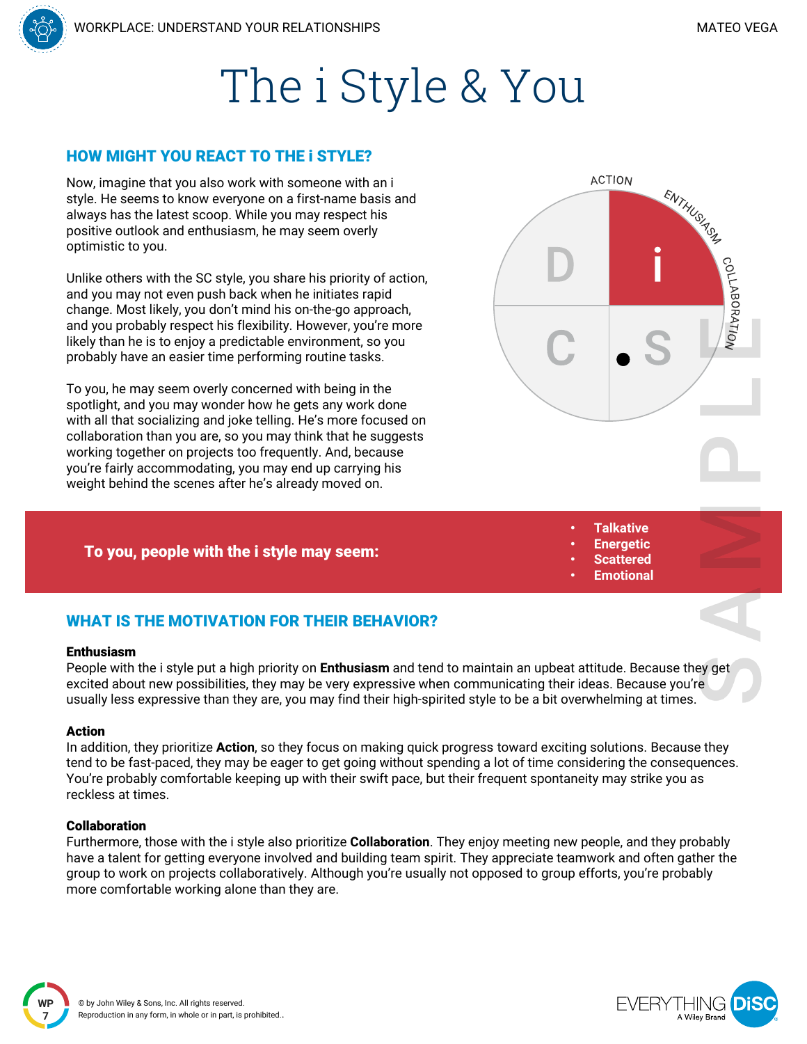# The i Style & You

## HOW MIGHT YOU REACT TO THE i STYLE?

Now, imagine that you also work with someone with an i style. He seems to know everyone on a first-name basis and always has the latest scoop. While you may respect his positive outlook and enthusiasm, he may seem overly optimistic to you.

Unlike others with the SC style, you share his priority of action, and you may not even push back when he initiates rapid change. Most likely, you don't mind his on-the-go approach, and you probably respect his flexibility. However, you're more likely than he is to enjoy a predictable environment, so you probably have an easier time performing routine tasks.

To you, he may seem overly concerned with being in the spotlight, and you may wonder how he gets any work done with all that socializing and joke telling. He's more focused on collaboration than you are, so you may think that he suggests working together on projects too frequently. And, because you're fairly accommodating, you may end up carrying his weight behind the scenes after he's already moved on.

ACTION

ENTHUSIASM

COLLABORATION

D | i
C | S

**To you, people with the i style may seem:**

- **Talkative**
- **Energetic**
- **Scattered**
- **Emotional**

## WHAT IS THE MOTIVATION FOR THEIR BEHAVIOR?

**Enthusiasm**
People with the i style put a high priority on **Enthusiasm** and tend to maintain an upbeat attitude. Because they get excited about new possibilities, they may be very expressive when communicating their ideas. Because you're usually less expressive than they are, you may find their high-spirited style to be a bit overwhelming at times.

**Action**
In addition, they prioritize **Action**, so they focus on making quick progress toward exciting solutions. Because they tend to be fast-paced, they may be eager to get going without spending a lot of time considering the consequences. You're probably comfortable keeping up with their swift pace, but their frequent spontaneity may strike you as reckless at times.

**Collaboration**
Furthermore, those with the i style also prioritize **Collaboration**. They enjoy meeting new people, and they probably have a talent for getting everyone involved and building team spirit. They appreciate teamwork and often gather the group to work on projects collaboratively. Although you're usually not opposed to group efforts, you're probably more comfortable working alone than they are.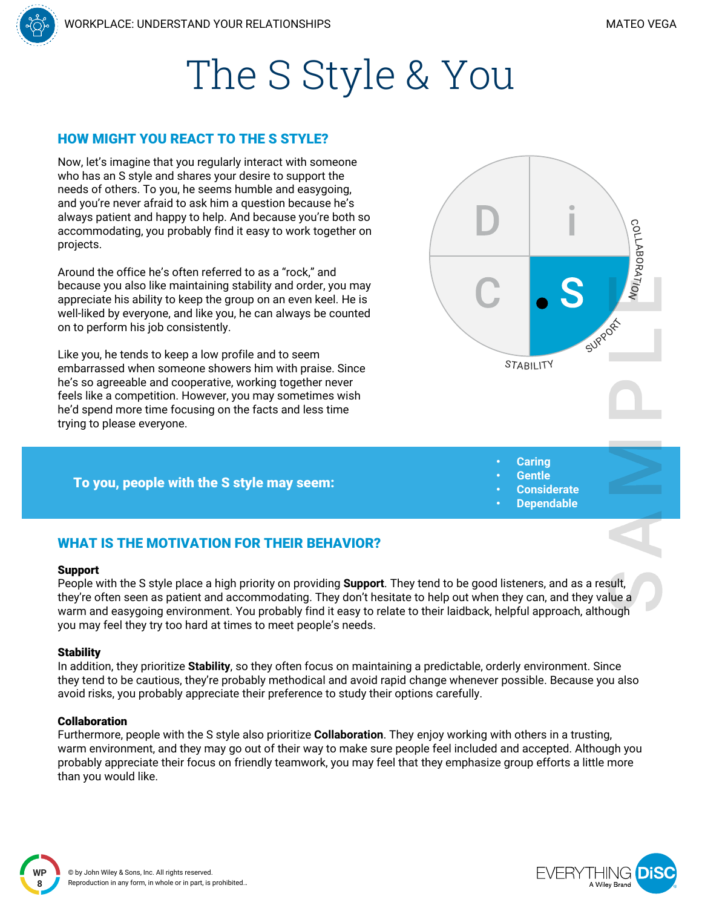# The S Style & You

## HOW MIGHT YOU REACT TO THE S STYLE?

Now, let's imagine that you regularly interact with someone who has an S style and shares your desire to support the needs of others. To you, he seems humble and easygoing, and you're never afraid to ask him a question because he's always patient and happy to help. And because you're both so accommodating, you probably find it easy to work together on projects.

Around the office he's often referred to as a "rock," and because you also like maintaining stability and order, you may appreciate his ability to keep the group on an even keel. He is well-liked by everyone, and like you, he can always be counted on to perform his job consistently.

Like you, he tends to keep a low profile and to seem embarrassed when someone showers him with praise. Since he's so agreeable and cooperative, working together never feels like a competition. However, you may sometimes wish he'd spend more time focusing on the facts and less time trying to please everyone.

**To you, people with the S style may seem:**

- Caring
- Gentle
- Considerate
- Dependable

## WHAT IS THE MOTIVATION FOR THEIR BEHAVIOR?

**Support**
People with the S style place a high priority on providing **Support**. They tend to be good listeners, and as a result, they're often seen as patient and accommodating. They don't hesitate to help out when they can, and they value a warm and easygoing environment. You probably find it easy to relate to their laidback, helpful approach, although you may feel they try too hard at times to meet people's needs.

**Stability**
In addition, they prioritize **Stability**, so they often focus on maintaining a predictable, orderly environment. Since they tend to be cautious, they're probably methodical and avoid rapid change whenever possible. Because you also avoid risks, you probably appreciate their preference to study their options carefully.

**Collaboration**
Furthermore, people with the S style also prioritize **Collaboration**. They enjoy working with others in a trusting, warm environment, and they may go out of their way to make sure people feel included and accepted. Although you probably appreciate their focus on friendly teamwork, you may feel that they emphasize group efforts a little more than you would like.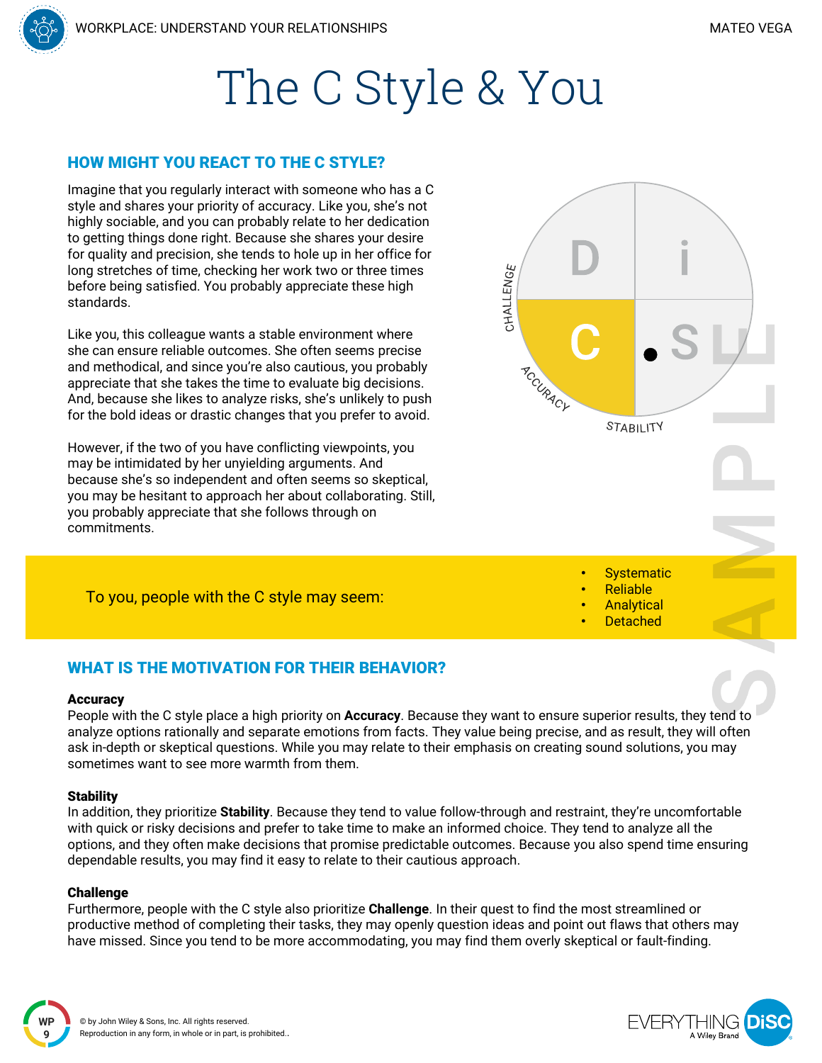# The C Style & You

## HOW MIGHT YOU REACT TO THE C STYLE?

Imagine that you regularly interact with someone who has a C style and shares your priority of accuracy. Like you, she's not highly sociable, and you can probably relate to her dedication to getting things done right. Because she shares your desire for quality and precision, she tends to hole up in her office for long stretches of time, checking her work two or three times before being satisfied. You probably appreciate these high standards.

Like you, this colleague wants a stable environment where she can ensure reliable outcomes. She often seems precise and methodical, and since you're also cautious, you probably appreciate that she takes the time to evaluate big decisions. And, because she likes to analyze risks, she's unlikely to push for the bold ideas or drastic changes that you prefer to avoid.

However, if the two of you have conflicting viewpoints, you may be intimidated by her unyielding arguments. And because she's so independent and often seems so skeptical, you may be hesitant to approach her about collaborating. Still, you probably appreciate that she follows through on commitments.

To you, people with the C style may seem:

- Systematic
- Reliable
- Analytical
- Detached

## WHAT IS THE MOTIVATION FOR THEIR BEHAVIOR?

**Accuracy**
People with the C style place a high priority on **Accuracy**. Because they want to ensure superior results, they tend to analyze options rationally and separate emotions from facts. They value being precise, and as result, they will often ask in-depth or skeptical questions. While you may relate to their emphasis on creating sound solutions, you may sometimes want to see more warmth from them.

**Stability**
In addition, they prioritize **Stability**. Because they tend to value follow-through and restraint, they're uncomfortable with quick or risky decisions and prefer to take time to make an informed choice. They tend to analyze all the options, and they often make decisions that promise predictable outcomes. Because you also spend time ensuring dependable results, you may find it easy to relate to their cautious approach.

**Challenge**
Furthermore, people with the C style also prioritize **Challenge**. In their quest to find the most streamlined or productive method of completing their tasks, they may openly question ideas and point out flaws that others may have missed. Since you tend to be more accommodating, you may find them overly skeptical or fault-finding.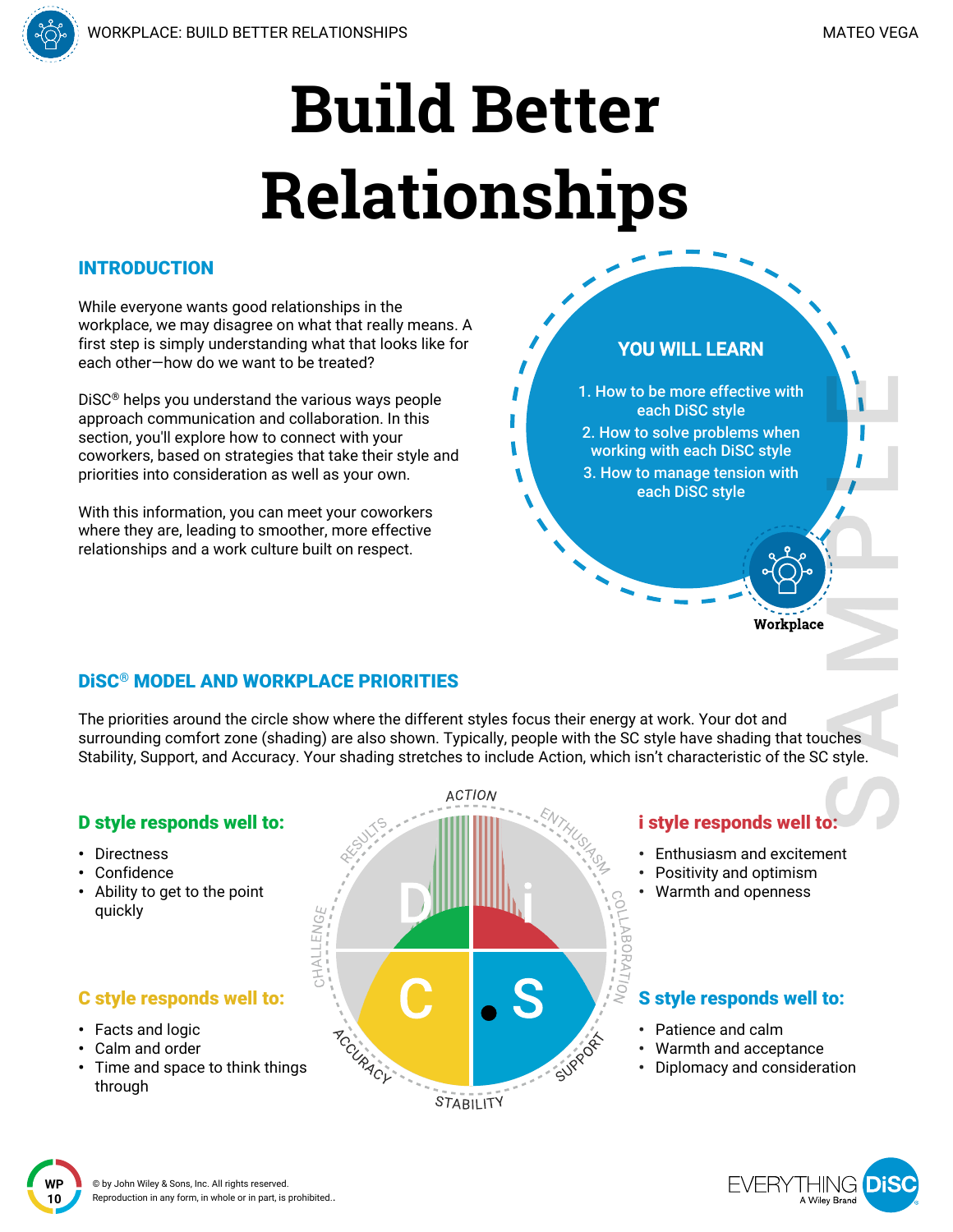# Build Better Relationships

## INTRODUCTION

While everyone wants good relationships in the workplace, we may disagree on what that really means. A first step is simply understanding what that looks like for each other—how do we want to be treated?

DiSC® helps you understand the various ways people approach communication and collaboration. In this section, you'll explore how to connect with your coworkers, based on strategies that take their style and priorities into consideration as well as your own.

With this information, you can meet your coworkers where they are, leading to smoother, more effective relationships and a work culture built on respect.

### YOU WILL LEARN

1. How to be more effective with each DiSC style
2. How to solve problems when working with each DiSC style
3. How to manage tension with each DiSC style

## DiSC® MODEL AND WORKPLACE PRIORITIES

The priorities around the circle show where the different styles focus their energy at work. Your dot and surrounding comfort zone (shading) are also shown. Typically, people with the SC style have shading that touches Stability, Support, and Accuracy. Your shading stretches to include Action, which isn't characteristic of the SC style.

### D style responds well to:

- Directness
- Confidence
- Ability to get to the point quickly

### i style responds well to:

- Enthusiasm and excitement
- Positivity and optimism
- Warmth and openness

### C style responds well to:

- Facts and logic
- Calm and order
- Time and space to think things through

### S style responds well to:

- Patience and calm
- Warmth and acceptance
- Diplomacy and consideration

© by John Wiley & Sons, Inc. All rights reserved.
Reproduction in any form, in whole or in part, is prohibited..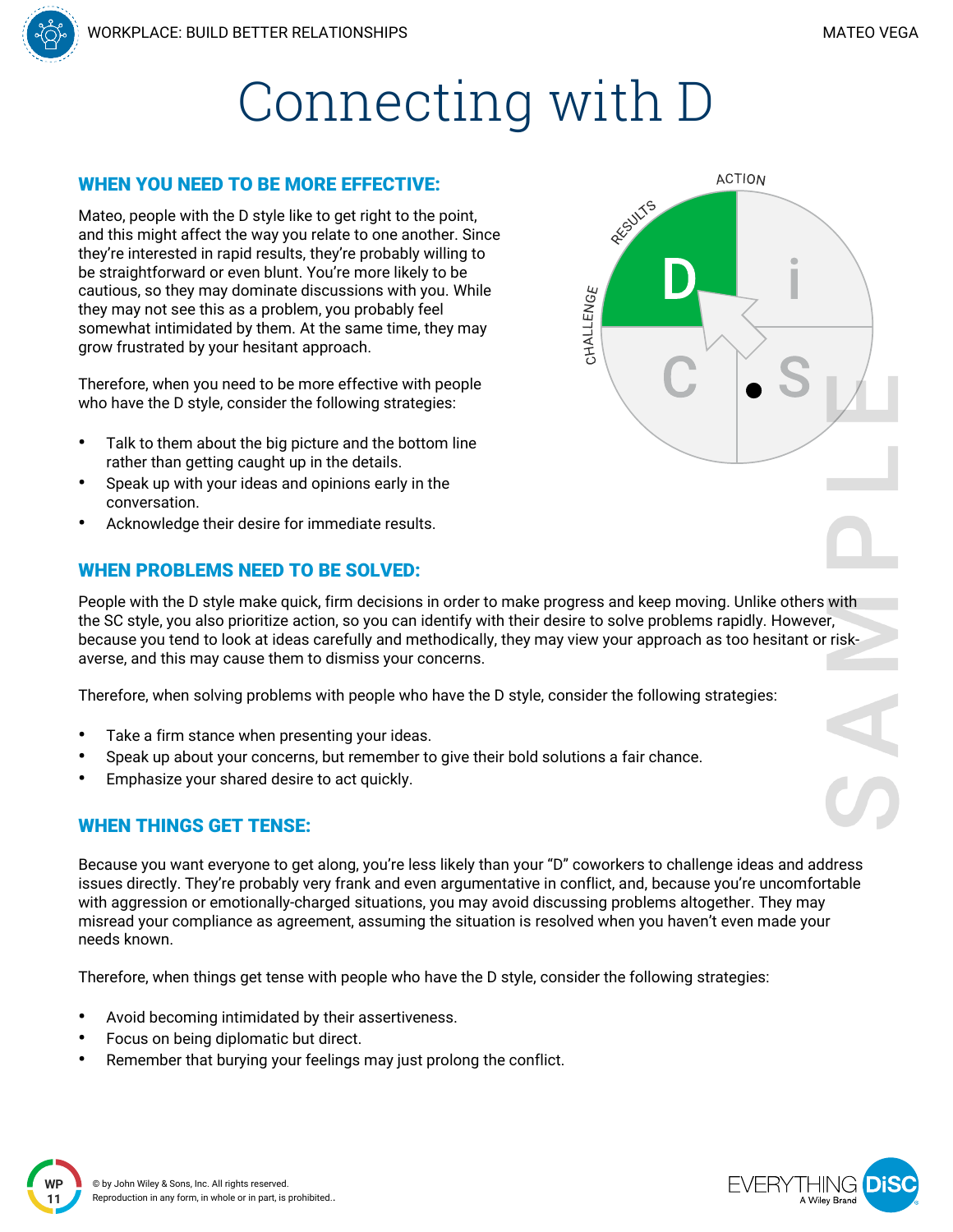# Connecting with D

## WHEN YOU NEED TO BE MORE EFFECTIVE:

Mateo, people with the D style like to get right to the point, and this might affect the way you relate to one another. Since they're interested in rapid results, they're probably willing to be straightforward or even blunt. You're more likely to be cautious, so they may dominate discussions with you. While they may not see this as a problem, you probably feel somewhat intimidated by them. At the same time, they may grow frustrated by your hesitant approach.

Therefore, when you need to be more effective with people who have the D style, consider the following strategies:

- Talk to them about the big picture and the bottom line rather than getting caught up in the details.
- Speak up with your ideas and opinions early in the conversation.
- Acknowledge their desire for immediate results.

## WHEN PROBLEMS NEED TO BE SOLVED:

People with the D style make quick, firm decisions in order to make progress and keep moving. Unlike others with the SC style, you also prioritize action, so you can identify with their desire to solve problems rapidly. However, because you tend to look at ideas carefully and methodically, they may view your approach as too hesitant or risk-averse, and this may cause them to dismiss your concerns.

Therefore, when solving problems with people who have the D style, consider the following strategies:

- Take a firm stance when presenting your ideas.
- Speak up about your concerns, but remember to give their bold solutions a fair chance.
- Emphasize your shared desire to act quickly.

## WHEN THINGS GET TENSE:

Because you want everyone to get along, you're less likely than your "D" coworkers to challenge ideas and address issues directly. They're probably very frank and even argumentative in conflict, and, because you're uncomfortable with aggression or emotionally-charged situations, you may avoid discussing problems altogether. They may misread your compliance as agreement, assuming the situation is resolved when you haven't even made your needs known.

Therefore, when things get tense with people who have the D style, consider the following strategies:

- Avoid becoming intimidated by their assertiveness.
- Focus on being diplomatic but direct.
- Remember that burying your feelings may just prolong the conflict.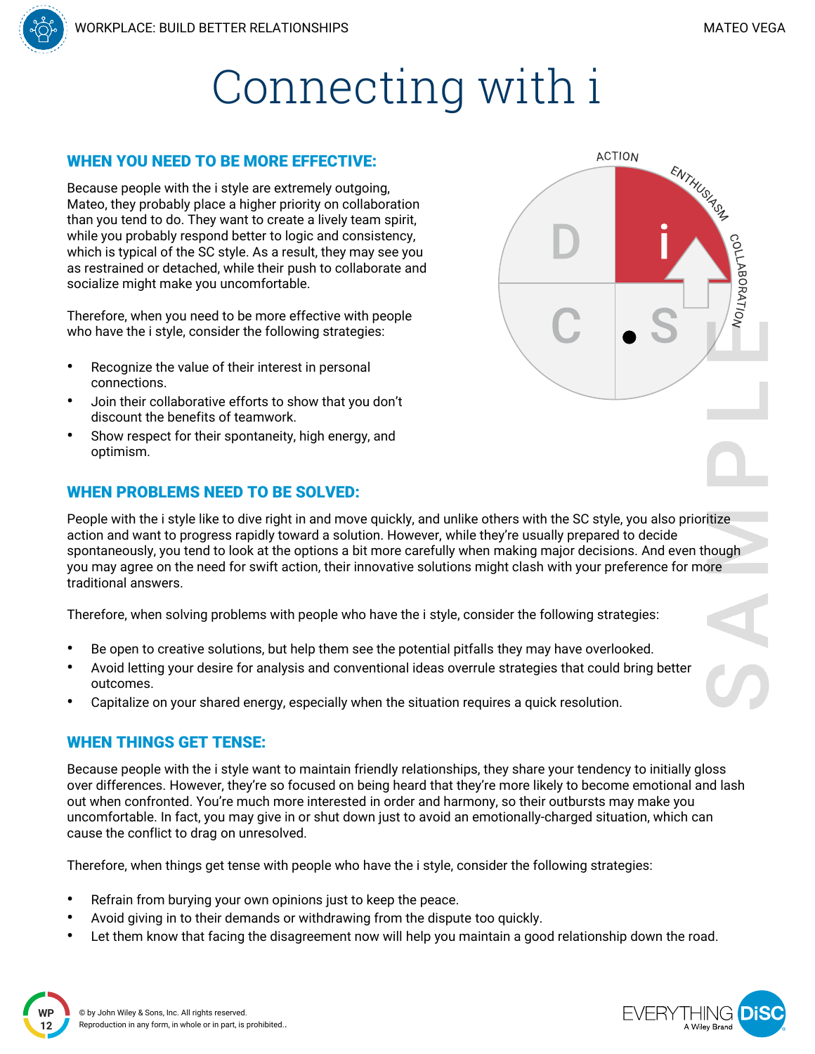# Connecting with i

## WHEN YOU NEED TO BE MORE EFFECTIVE:

Because people with the i style are extremely outgoing, Mateo, they probably place a higher priority on collaboration than you tend to do. They want to create a lively team spirit, while you probably respond better to logic and consistency, which is typical of the SC style. As a result, they may see you as restrained or detached, while their push to collaborate and socialize might make you uncomfortable.

Therefore, when you need to be more effective with people who have the i style, consider the following strategies:

- Recognize the value of their interest in personal connections.
- Join their collaborative efforts to show that you don't discount the benefits of teamwork.
- Show respect for their spontaneity, high energy, and optimism.

## WHEN PROBLEMS NEED TO BE SOLVED:

People with the i style like to dive right in and move quickly, and unlike others with the SC style, you also prioritize action and want to progress rapidly toward a solution. However, while they're usually prepared to decide spontaneously, you tend to look at the options a bit more carefully when making major decisions. And even though you may agree on the need for swift action, their innovative solutions might clash with your preference for more traditional answers.

Therefore, when solving problems with people who have the i style, consider the following strategies:

- Be open to creative solutions, but help them see the potential pitfalls they may have overlooked.
- Avoid letting your desire for analysis and conventional ideas overrule strategies that could bring better outcomes.
- Capitalize on your shared energy, especially when the situation requires a quick resolution.

## WHEN THINGS GET TENSE:

Because people with the i style want to maintain friendly relationships, they share your tendency to initially gloss over differences. However, they're so focused on being heard that they're more likely to become emotional and lash out when confronted. You're much more interested in order and harmony, so their outbursts may make you uncomfortable. In fact, you may give in or shut down just to avoid an emotionally-charged situation, which can cause the conflict to drag on unresolved.

Therefore, when things get tense with people who have the i style, consider the following strategies:

- Refrain from burying your own opinions just to keep the peace.
- Avoid giving in to their demands or withdrawing from the dispute too quickly.
- Let them know that facing the disagreement now will help you maintain a good relationship down the road.

© by John Wiley & Sons, Inc. All rights reserved.
Reproduction in any form, in whole or in part, is prohibited..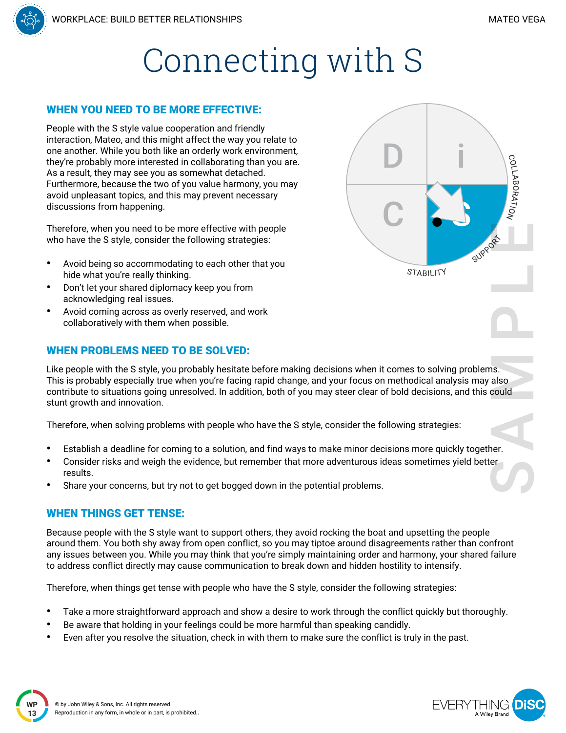# Connecting with S

## WHEN YOU NEED TO BE MORE EFFECTIVE:

People with the S style value cooperation and friendly interaction, Mateo, and this might affect the way you relate to one another. While you both like an orderly work environment, they're probably more interested in collaborating than you are. As a result, they may see you as somewhat detached. Furthermore, because the two of you value harmony, you may avoid unpleasant topics, and this may prevent necessary discussions from happening.

Therefore, when you need to be more effective with people who have the S style, consider the following strategies:

- Avoid being so accommodating to each other that you hide what you're really thinking.
- Don't let your shared diplomacy keep you from acknowledging real issues.
- Avoid coming across as overly reserved, and work collaboratively with them when possible.

D i C S COLLABORATION SUPPORT STABILITY

## WHEN PROBLEMS NEED TO BE SOLVED:

Like people with the S style, you probably hesitate before making decisions when it comes to solving problems. This is probably especially true when you're facing rapid change, and your focus on methodical analysis may also contribute to situations going unresolved. In addition, both of you may steer clear of bold decisions, and this could stunt growth and innovation.

Therefore, when solving problems with people who have the S style, consider the following strategies:

- Establish a deadline for coming to a solution, and find ways to make minor decisions more quickly together.
- Consider risks and weigh the evidence, but remember that more adventurous ideas sometimes yield better results.
- Share your concerns, but try not to get bogged down in the potential problems.

## WHEN THINGS GET TENSE:

Because people with the S style want to support others, they avoid rocking the boat and upsetting the people around them. You both shy away from open conflict, so you may tiptoe around disagreements rather than confront any issues between you. While you may think that you're simply maintaining order and harmony, your shared failure to address conflict directly may cause communication to break down and hidden hostility to intensify.

Therefore, when things get tense with people who have the S style, consider the following strategies:

- Take a more straightforward approach and show a desire to work through the conflict quickly but thoroughly.
- Be aware that holding in your feelings could be more harmful than speaking candidly.
- Even after you resolve the situation, check in with them to make sure the conflict is truly in the past.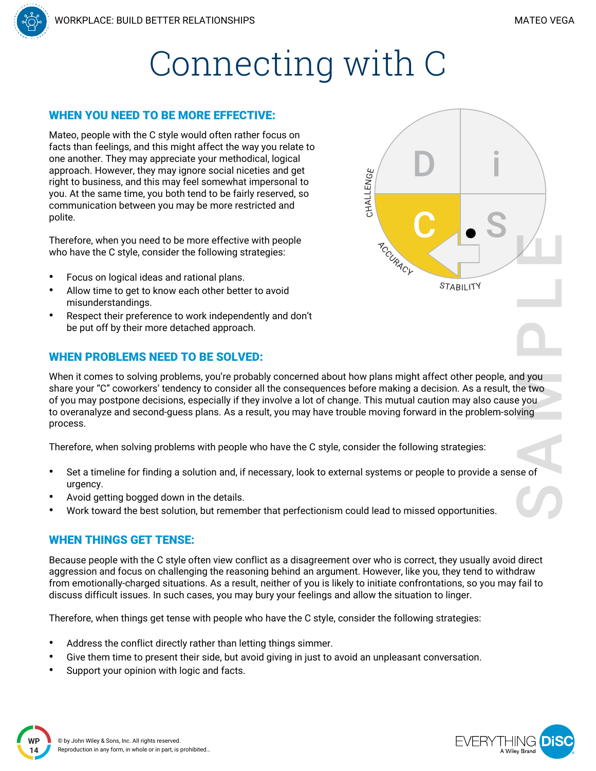# Connecting with C

## WHEN YOU NEED TO BE MORE EFFECTIVE:

Mateo, people with the C style would often rather focus on facts than feelings, and this might affect the way you relate to one another. They may appreciate your methodical, logical approach. However, they may ignore social niceties and get right to business, and this may feel somewhat impersonal to you. At the same time, you both tend to be fairly reserved, so communication between you may be more restricted and polite.

Therefore, when you need to be more effective with people who have the C style, consider the following strategies:

- Focus on logical ideas and rational plans.
- Allow time to get to know each other better to avoid misunderstandings.
- Respect their preference to work independently and don't be put off by their more detached approach.

## WHEN PROBLEMS NEED TO BE SOLVED:

When it comes to solving problems, you're probably concerned about how plans might affect other people, and you share your "C" coworkers' tendency to consider all the consequences before making a decision. As a result, the two of you may postpone decisions, especially if they involve a lot of change. This mutual caution may also cause you to overanalyze and second-guess plans. As a result, you may have trouble moving forward in the problem-solving process.

Therefore, when solving problems with people who have the C style, consider the following strategies:

- Set a timeline for finding a solution and, if necessary, look to external systems or people to provide a sense of urgency.
- Avoid getting bogged down in the details.
- Work toward the best solution, but remember that perfectionism could lead to missed opportunities.

## WHEN THINGS GET TENSE:

Because people with the C style often view conflict as a disagreement over who is correct, they usually avoid direct aggression and focus on challenging the reasoning behind an argument. However, like you, they tend to withdraw from emotionally-charged situations. As a result, neither of you is likely to initiate confrontations, so you may fail to discuss difficult issues. In such cases, you may bury your feelings and allow the situation to linger.

Therefore, when things get tense with people who have the C style, consider the following strategies:

- Address the conflict directly rather than letting things simmer.
- Give them time to present their side, but avoid giving in just to avoid an unpleasant conversation.
- Support your opinion with logic and facts.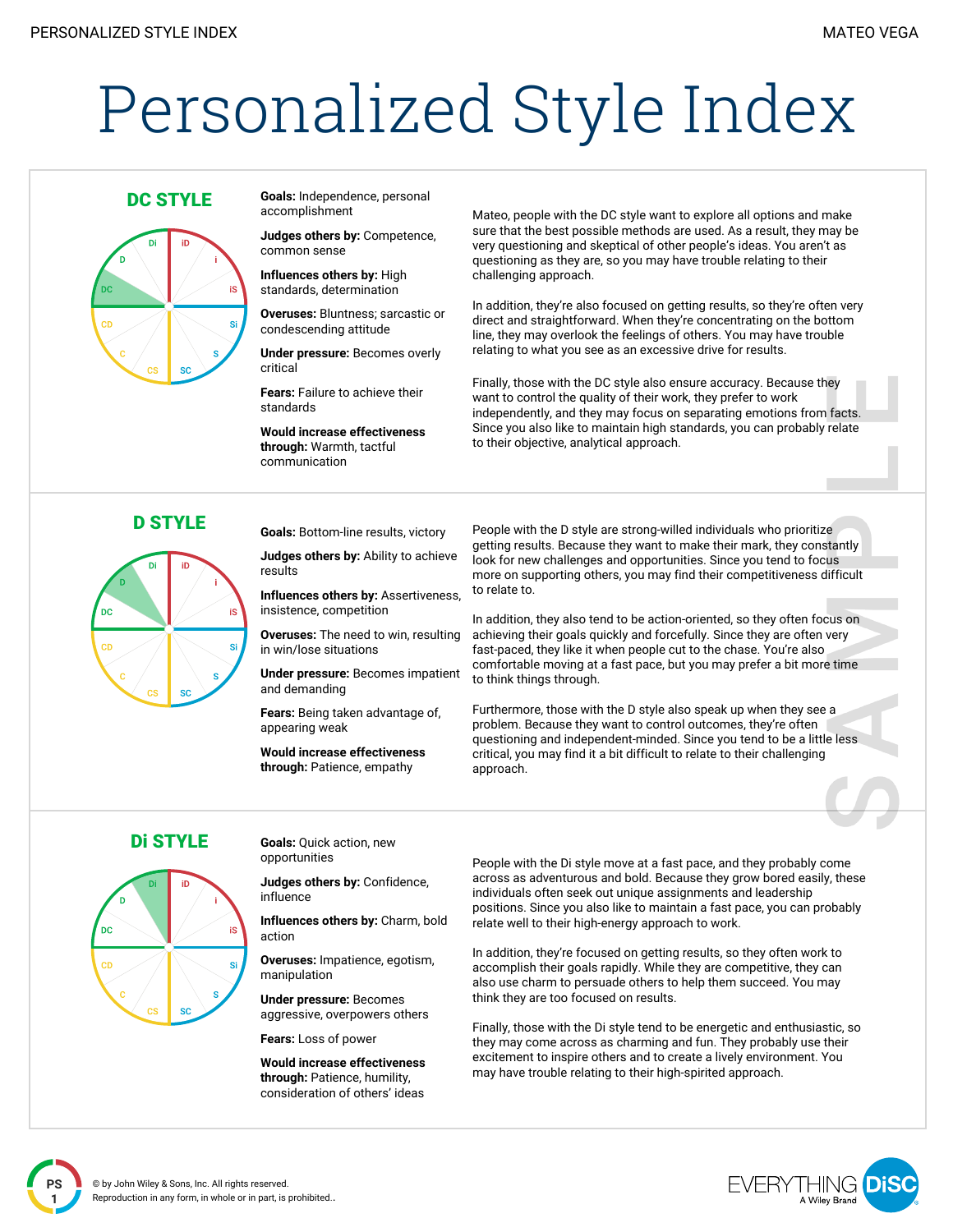# Personalized Style Index

## DC STYLE

**Goals:** Independence, personal accomplishment

**Judges others by:** Competence, common sense

**Influences others by:** High standards, determination

**Overuses:** Bluntness; sarcastic or condescending attitude

**Under pressure:** Becomes overly critical

**Fears:** Failure to achieve their standards

**Would increase effectiveness through:** Warmth, tactful communication

Mateo, people with the DC style want to explore all options and make sure that the best possible methods are used. As a result, they may be very questioning and skeptical of other people's ideas. You aren't as questioning as they are, so you may have trouble relating to their challenging approach.

In addition, they're also focused on getting results, so they're often very direct and straightforward. When they're concentrating on the bottom line, they may overlook the feelings of others. You may have trouble relating to what you see as an excessive drive for results.

Finally, those with the DC style also ensure accuracy. Because they want to control the quality of their work, they prefer to work independently, and they may focus on separating emotions from facts. Since you also like to maintain high standards, you can probably relate to their objective, analytical approach.

## D STYLE

**Goals:** Bottom-line results, victory

**Judges others by:** Ability to achieve results

**Influences others by:** Assertiveness, insistence, competition

**Overuses:** The need to win, resulting in win/lose situations

**Under pressure:** Becomes impatient and demanding

**Fears:** Being taken advantage of, appearing weak

**Would increase effectiveness through:** Patience, empathy

People with the D style are strong-willed individuals who prioritize getting results. Because they want to make their mark, they constantly look for new challenges and opportunities. Since you tend to focus more on supporting others, you may find their competitiveness difficult to relate to.

In addition, they also tend to be action-oriented, so they often focus on achieving their goals quickly and forcefully. Since they are often very fast-paced, they like it when people cut to the chase. You're also comfortable moving at a fast pace, but you may prefer a bit more time to think things through.

Furthermore, those with the D style also speak up when they see a problem. Because they want to control outcomes, they're often questioning and independent-minded. Since you tend to be a little less critical, you may find it a bit difficult to relate to their challenging approach.

## Di STYLE

**Goals:** Quick action, new opportunities

**Judges others by:** Confidence, influence

**Influences others by:** Charm, bold action

**Overuses:** Impatience, egotism, manipulation

**Under pressure:** Becomes aggressive, overpowers others

**Fears:** Loss of power

**Would increase effectiveness through:** Patience, humility, consideration of others' ideas

People with the Di style move at a fast pace, and they probably come across as adventurous and bold. Because they grow bored easily, these individuals often seek out unique assignments and leadership positions. Since you also like to maintain a fast pace, you can probably relate well to their high-energy approach to work.

In addition, they're focused on getting results, so they often work to accomplish their goals rapidly. While they are competitive, they can also use charm to persuade others to help them succeed. You may think they are too focused on results.

Finally, those with the Di style tend to be energetic and enthusiastic, so they may come across as charming and fun. They probably use their excitement to inspire others and to create a lively environment. You may have trouble relating to their high-spirited approach.

© by John Wiley & Sons, Inc. All rights reserved.
Reproduction in any form, in whole or in part, is prohibited..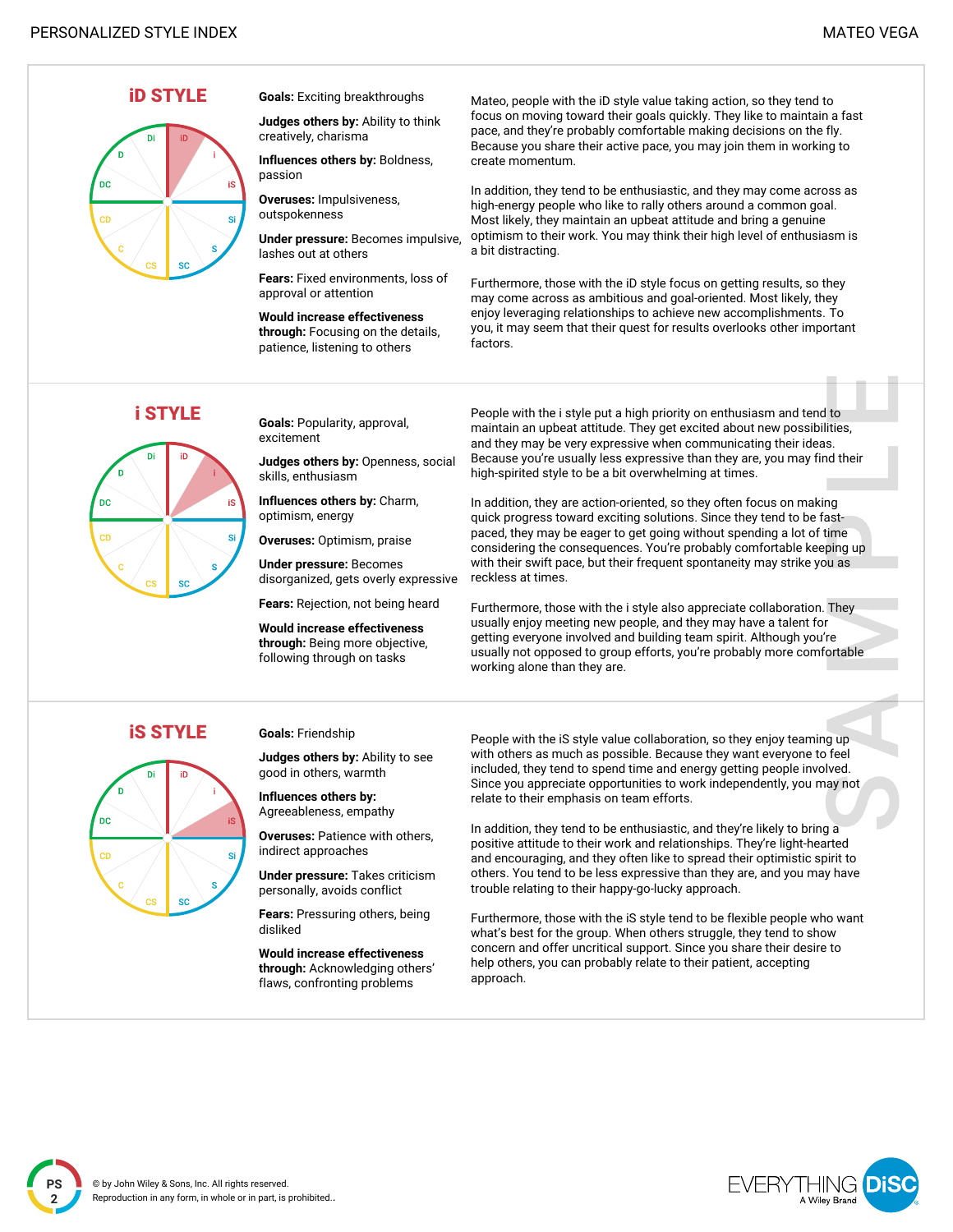## iD STYLE

**Goals:** Exciting breakthroughs

**Judges others by:** Ability to think creatively, charisma

**Influences others by:** Boldness, passion

**Overuses:** Impulsiveness, outspokenness

**Under pressure:** Becomes impulsive, lashes out at others

**Fears:** Fixed environments, loss of approval or attention

**Would increase effectiveness through:** Focusing on the details, patience, listening to others

Mateo, people with the iD style value taking action, so they tend to focus on moving toward their goals quickly. They like to maintain a fast pace, and they're probably comfortable making decisions on the fly. Because you share their active pace, you may join them in working to create momentum.

In addition, they tend to be enthusiastic, and they may come across as high-energy people who like to rally others around a common goal. Most likely, they maintain an upbeat attitude and bring a genuine optimism to their work. You may think their high level of enthusiasm is a bit distracting.

Furthermore, those with the iD style focus on getting results, so they may come across as ambitious and goal-oriented. Most likely, they enjoy leveraging relationships to achieve new accomplishments. To you, it may seem that their quest for results overlooks other important factors.

## i STYLE

**Goals:** Popularity, approval, excitement

**Judges others by:** Openness, social skills, enthusiasm

**Influences others by:** Charm, optimism, energy

**Overuses:** Optimism, praise

**Under pressure:** Becomes disorganized, gets overly expressive

**Fears:** Rejection, not being heard

**Would increase effectiveness through:** Being more objective, following through on tasks

People with the i style put a high priority on enthusiasm and tend to maintain an upbeat attitude. They get excited about new possibilities, and they may be very expressive when communicating their ideas. Because you're usually less expressive than they are, you may find their high-spirited style to be a bit overwhelming at times.

In addition, they are action-oriented, so they often focus on making quick progress toward exciting solutions. Since they tend to be fast-paced, they may be eager to get going without spending a lot of time considering the consequences. You're probably comfortable keeping up with their swift pace, but their frequent spontaneity may strike you as reckless at times.

Furthermore, those with the i style also appreciate collaboration. They usually enjoy meeting new people, and they may have a talent for getting everyone involved and building team spirit. Although you're usually not opposed to group efforts, you're probably more comfortable working alone than they are.

## iS STYLE

**Goals:** Friendship

**Judges others by:** Ability to see good in others, warmth

**Influences others by:** Agreeableness, empathy

**Overuses:** Patience with others, indirect approaches

**Under pressure:** Takes criticism personally, avoids conflict

**Fears:** Pressuring others, being disliked

**Would increase effectiveness through:** Acknowledging others' flaws, confronting problems

People with the iS style value collaboration, so they enjoy teaming up with others as much as possible. Because they want everyone to feel included, they tend to spend time and energy getting people involved. Since you appreciate opportunities to work independently, you may not relate to their emphasis on team efforts.

In addition, they tend to be enthusiastic, and they're likely to bring a positive attitude to their work and relationships. They're light-hearted and encouraging, and they often like to spread their optimistic spirit to others. You tend to be less expressive than they are, and you may have trouble relating to their happy-go-lucky approach.

Furthermore, those with the iS style tend to be flexible people who want what's best for the group. When others struggle, they tend to show concern and offer uncritical support. Since you share their desire to help others, you can probably relate to their patient, accepting approach.

© by John Wiley & Sons, Inc. All rights reserved.
Reproduction in any form, in whole or in part, is prohibited..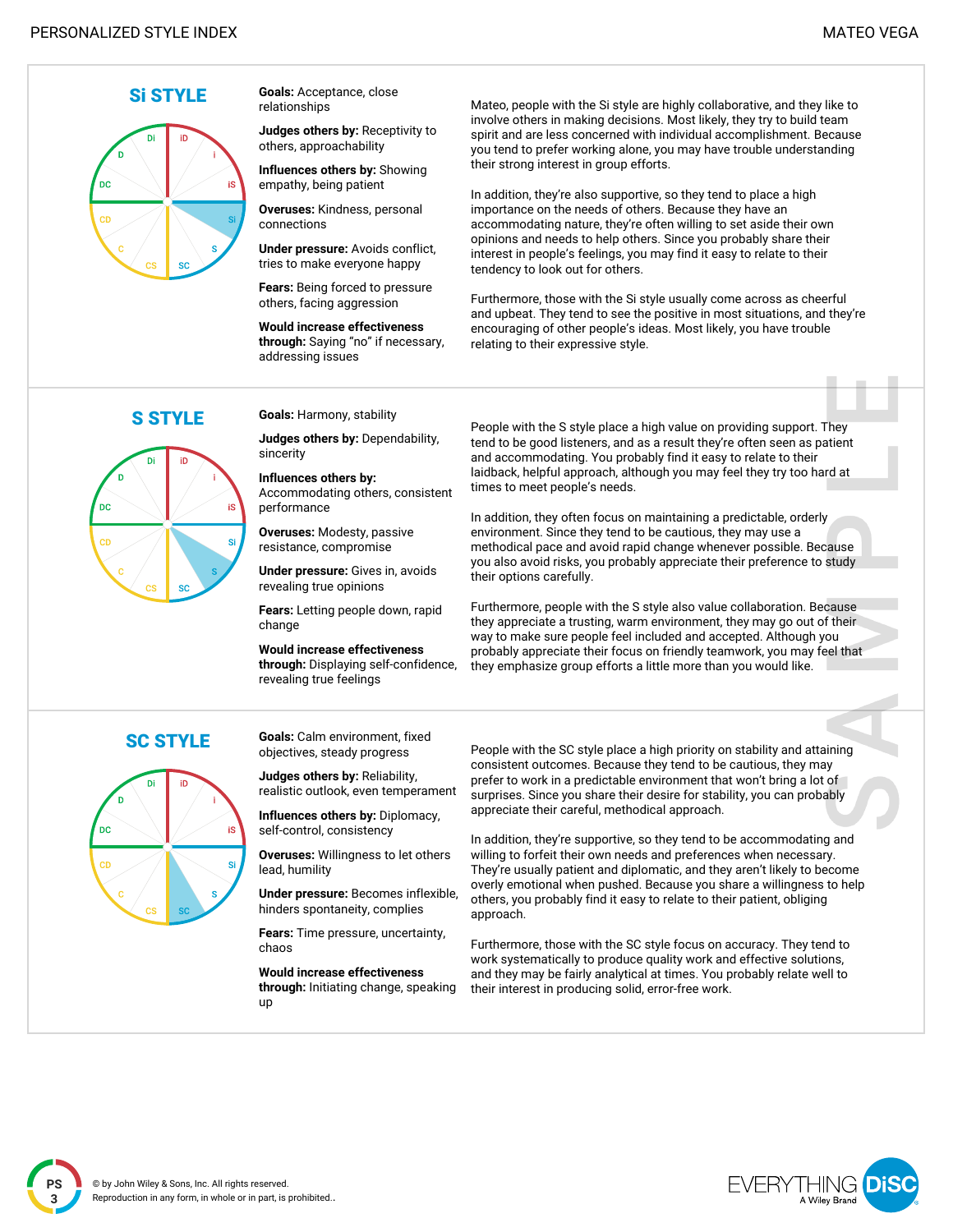## Si STYLE

**Goals:** Acceptance, close relationships

**Judges others by:** Receptivity to others, approachability

**Influences others by:** Showing empathy, being patient

**Overuses:** Kindness, personal connections

**Under pressure:** Avoids conflict, tries to make everyone happy

**Fears:** Being forced to pressure others, facing aggression

**Would increase effectiveness through:** Saying "no" if necessary, addressing issues

Mateo, people with the Si style are highly collaborative, and they like to involve others in making decisions. Most likely, they try to build team spirit and are less concerned with individual accomplishment. Because you tend to prefer working alone, you may have trouble understanding their strong interest in group efforts.

In addition, they're also supportive, so they tend to place a high importance on the needs of others. Because they have an accommodating nature, they're often willing to set aside their own opinions and needs to help others. Since you probably share their interest in people's feelings, you may find it easy to relate to their tendency to look out for others.

Furthermore, those with the Si style usually come across as cheerful and upbeat. They tend to see the positive in most situations, and they're encouraging of other people's ideas. Most likely, you have trouble relating to their expressive style.

## S STYLE

**Goals:** Harmony, stability

**Judges others by:** Dependability, sincerity

**Influences others by:** Accommodating others, consistent performance

**Overuses:** Modesty, passive resistance, compromise

**Under pressure:** Gives in, avoids revealing true opinions

**Fears:** Letting people down, rapid change

**Would increase effectiveness through:** Displaying self-confidence, revealing true feelings

People with the S style place a high value on providing support. They tend to be good listeners, and as a result they're often seen as patient and accommodating. You probably find it easy to relate to their laidback, helpful approach, although you may feel they try too hard at times to meet people's needs.

In addition, they often focus on maintaining a predictable, orderly environment. Since they tend to be cautious, they may use a methodical pace and avoid rapid change whenever possible. Because you also avoid risks, you probably appreciate their preference to study their options carefully.

Furthermore, people with the S style also value collaboration. Because they appreciate a trusting, warm environment, they may go out of their way to make sure people feel included and accepted. Although you probably appreciate their focus on friendly teamwork, you may feel that they emphasize group efforts a little more than you would like.

## SC STYLE

**Goals:** Calm environment, fixed objectives, steady progress

**Judges others by:** Reliability, realistic outlook, even temperament

**Influences others by:** Diplomacy, self-control, consistency

**Overuses:** Willingness to let others lead, humility

**Under pressure:** Becomes inflexible, hinders spontaneity, complies

**Fears:** Time pressure, uncertainty, chaos

**Would increase effectiveness through:** Initiating change, speaking up

People with the SC style place a high priority on stability and attaining consistent outcomes. Because they tend to be cautious, they may prefer to work in a predictable environment that won't bring a lot of surprises. Since you share their desire for stability, you can probably appreciate their careful, methodical approach.

In addition, they're supportive, so they tend to be accommodating and willing to forfeit their own needs and preferences when necessary. They're usually patient and diplomatic, and they aren't likely to become overly emotional when pushed. Because you share a willingness to help others, you probably find it easy to relate to their patient, obliging approach.

Furthermore, those with the SC style focus on accuracy. They tend to work systematically to produce quality work and effective solutions, and they may be fairly analytical at times. You probably relate well to their interest in producing solid, error-free work.

© by John Wiley & Sons, Inc. All rights reserved.
Reproduction in any form, in whole or in part, is prohibited..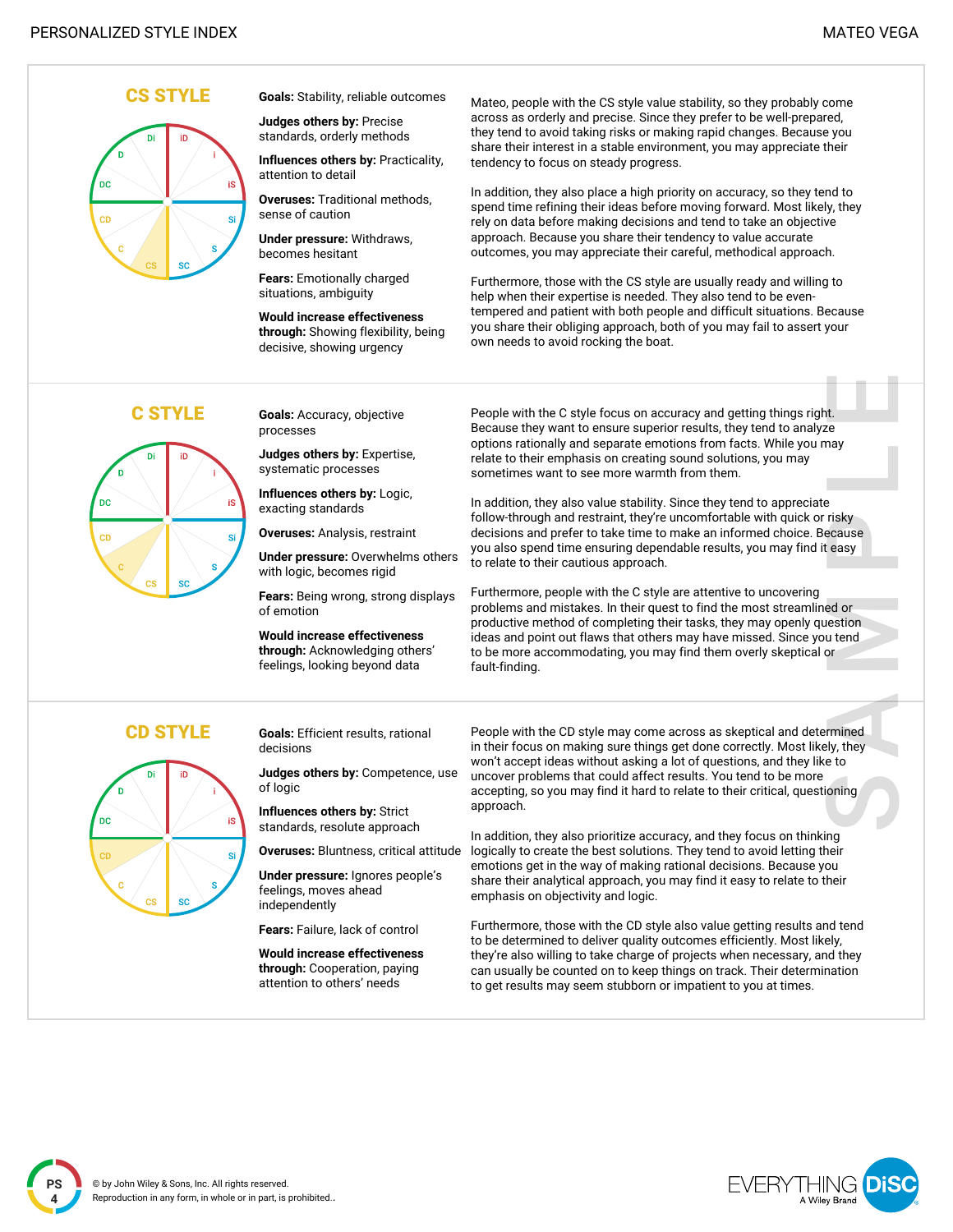## CS STYLE

Di iD i iS Si S SC CS C CD DC D

**Goals:** Stability, reliable outcomes

**Judges others by:** Precise standards, orderly methods

**Influences others by:** Practicality, attention to detail

**Overuses:** Traditional methods, sense of caution

**Under pressure:** Withdraws, becomes hesitant

**Fears:** Emotionally charged situations, ambiguity

**Would increase effectiveness through:** Showing flexibility, being decisive, showing urgency

Mateo, people with the CS style value stability, so they probably come across as orderly and precise. Since they prefer to be well-prepared, they tend to avoid taking risks or making rapid changes. Because you share their interest in a stable environment, you may appreciate their tendency to focus on steady progress.

In addition, they also place a high priority on accuracy, so they tend to spend time refining their ideas before moving forward. Most likely, they rely on data before making decisions and tend to take an objective approach. Because you share their tendency to value accurate outcomes, you may appreciate their careful, methodical approach.

Furthermore, those with the CS style are usually ready and willing to help when their expertise is needed. They also tend to be even-tempered and patient with both people and difficult situations. Because you share their obliging approach, both of you may fail to assert your own needs to avoid rocking the boat.

## C STYLE

Di iD i iS Si S SC CS C CD DC D

**Goals:** Accuracy, objective processes

**Judges others by:** Expertise, systematic processes

**Influences others by:** Logic, exacting standards

**Overuses:** Analysis, restraint

**Under pressure:** Overwhelms others with logic, becomes rigid

**Fears:** Being wrong, strong displays of emotion

**Would increase effectiveness through:** Acknowledging others' feelings, looking beyond data

People with the C style focus on accuracy and getting things right. Because they want to ensure superior results, they tend to analyze options rationally and separate emotions from facts. While you may relate to their emphasis on creating sound solutions, you may sometimes want to see more warmth from them.

In addition, they also value stability. Since they tend to appreciate follow-through and restraint, they're uncomfortable with quick or risky decisions and prefer to take time to make an informed choice. Because you also spend time ensuring dependable results, you may find it easy to relate to their cautious approach.

Furthermore, people with the C style are attentive to uncovering problems and mistakes. In their quest to find the most streamlined or productive method of completing their tasks, they may openly question ideas and point out flaws that others may have missed. Since you tend to be more accommodating, you may find them overly skeptical or fault-finding.

## CD STYLE

Di iD i iS Si S SC CS C CD DC D

**Goals:** Efficient results, rational decisions

**Judges others by:** Competence, use of logic

**Influences others by:** Strict standards, resolute approach

**Overuses:** Bluntness, critical attitude

**Under pressure:** Ignores people's feelings, moves ahead independently

**Fears:** Failure, lack of control

**Would increase effectiveness through:** Cooperation, paying attention to others' needs

People with the CD style may come across as skeptical and determined in their focus on making sure things get done correctly. Most likely, they won't accept ideas without asking a lot of questions, and they like to uncover problems that could affect results. You tend to be more accepting, so you may find it hard to relate to their critical, questioning approach.

In addition, they also prioritize accuracy, and they focus on thinking logically to create the best solutions. They tend to avoid letting their emotions get in the way of making rational decisions. Because you share their analytical approach, you may find it easy to relate to their emphasis on objectivity and logic.

Furthermore, those with the CD style also value getting results and tend to be determined to deliver quality outcomes efficiently. Most likely, they're also willing to take charge of projects when necessary, and they can usually be counted on to keep things on track. Their determination to get results may seem stubborn or impatient to you at times.

© by John Wiley & Sons, Inc. All rights reserved.
Reproduction in any form, in whole or in part, is prohibited..